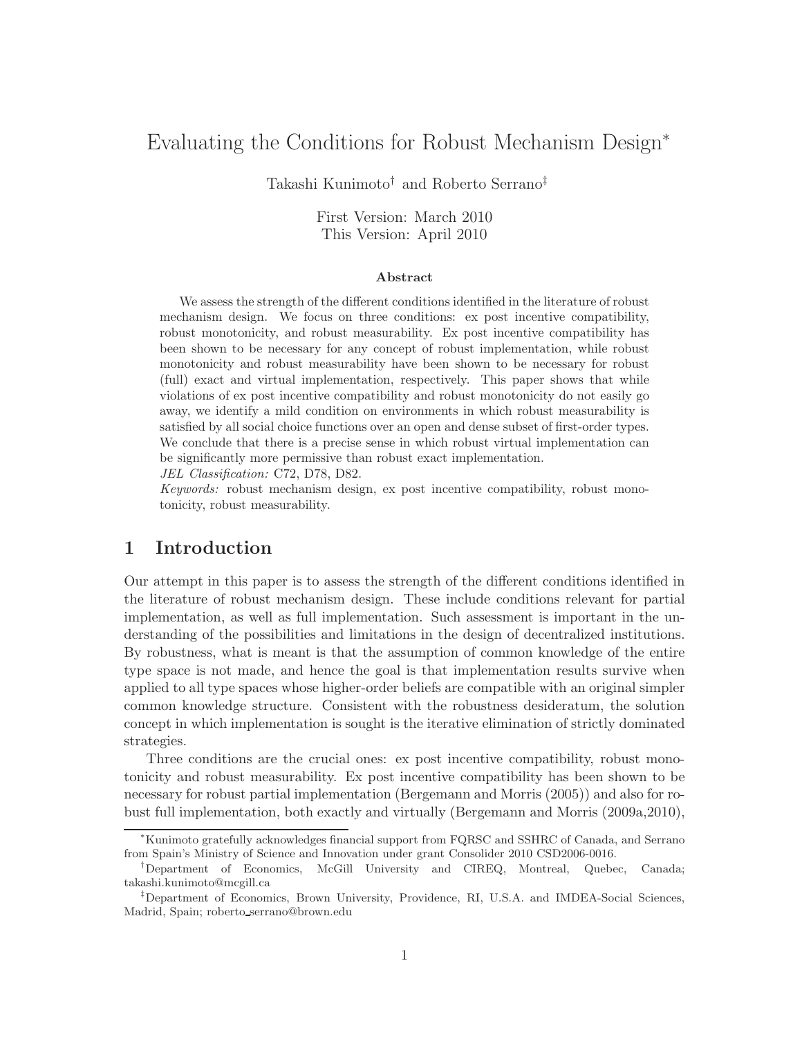# Evaluating the Conditions for Robust Mechanism Design*

Takashi Kunimoto[†] and Roberto Serrano[‡]

First Version: March 2010
This Version: April 2010

### Abstract

We assess the strength of the different conditions identified in the literature of robust mechanism design. We focus on three conditions: ex post incentive compatibility, robust monotonicity, and robust measurability. Ex post incentive compatibility has been shown to be necessary for any concept of robust implementation, while robust monotonicity and robust measurability have been shown to be necessary for robust (full) exact and virtual implementation, respectively. This paper shows that while violations of ex post incentive compatibility and robust monotonicity do not easily go away, we identify a mild condition on environments in which robust measurability is satisfied by all social choice functions over an open and dense subset of first-order types. We conclude that there is a precise sense in which robust virtual implementation can be significantly more permissive than robust exact implementation.

*JEL Classification:* C72, D78, D82.

*Keywords:* robust mechanism design, ex post incentive compatibility, robust monotonicity, robust measurability.

## 1 Introduction

Our attempt in this paper is to assess the strength of the different conditions identified in the literature of robust mechanism design. These include conditions relevant for partial implementation, as well as full implementation. Such assessment is important in the understanding of the possibilities and limitations in the design of decentralized institutions. By robustness, what is meant is that the assumption of common knowledge of the entire type space is not made, and hence the goal is that implementation results survive when applied to all type spaces whose higher-order beliefs are compatible with an original simpler common knowledge structure. Consistent with the robustness desideratum, the solution concept in which implementation is sought is the iterative elimination of strictly dominated strategies.

Three conditions are the crucial ones: ex post incentive compatibility, robust monotonicity and robust measurability. Ex post incentive compatibility has been shown to be necessary for robust partial implementation (Bergemann and Morris (2005)) and also for robust full implementation, both exactly and virtually (Bergemann and Morris (2009a,2010),

---

*Kunimoto gratefully acknowledges financial support from FQRSC and SSHRC of Canada, and Serrano from Spain's Ministry of Science and Innovation under grant Consolider 2010 CSD2006-0016.

[†]Department of Economics, McGill University and CIREQ, Montreal, Quebec, Canada; takashi.kunimoto@mcgill.ca

[‡]Department of Economics, Brown University, Providence, RI, U.S.A. and IMDEA-Social Sciences, Madrid, Spain; roberto_serrano@brown.edu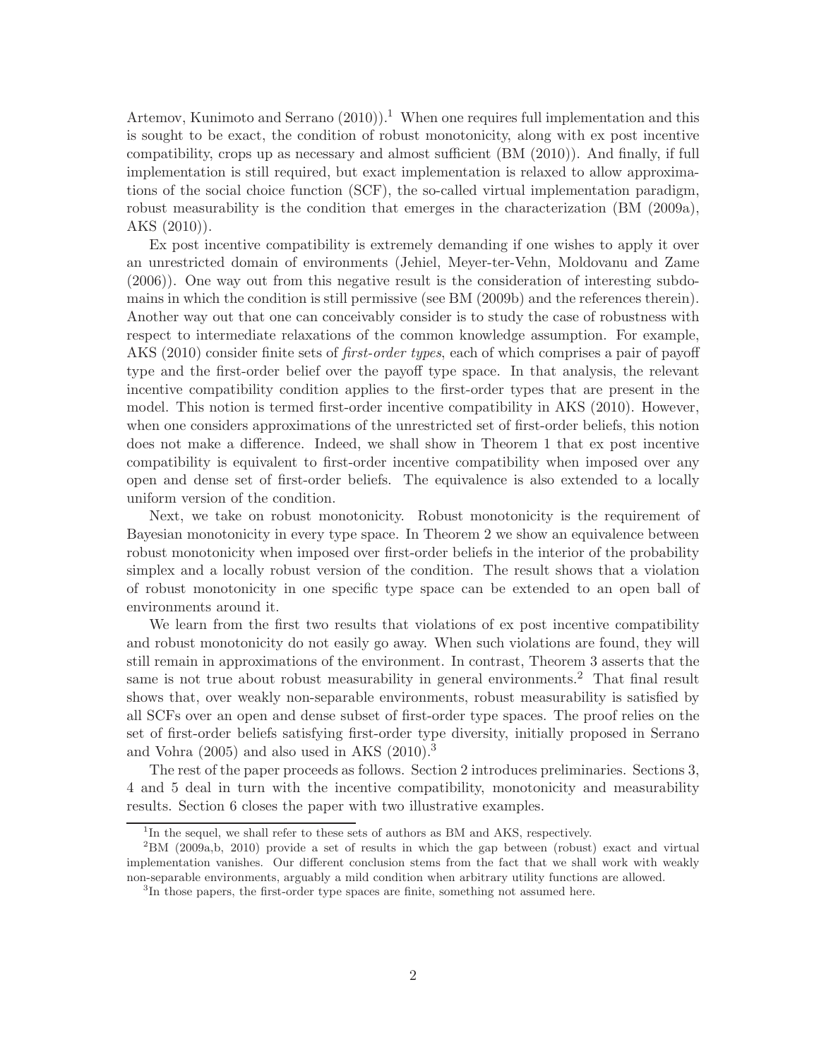Artemov, Kunimoto and Serrano (2010)).[1] When one requires full implementation and this is sought to be exact, the condition of robust monotonicity, along with ex post incentive compatibility, crops up as necessary and almost sufficient (BM (2010)). And finally, if full implementation is still required, but exact implementation is relaxed to allow approximations of the social choice function (SCF), the so-called virtual implementation paradigm, robust measurability is the condition that emerges in the characterization (BM (2009a), AKS (2010)).

Ex post incentive compatibility is extremely demanding if one wishes to apply it over an unrestricted domain of environments (Jehiel, Meyer-ter-Vehn, Moldovanu and Zame (2006)). One way out from this negative result is the consideration of interesting subdomains in which the condition is still permissive (see BM (2009b) and the references therein). Another way out that one can conceivably consider is to study the case of robustness with respect to intermediate relaxations of the common knowledge assumption. For example, AKS (2010) consider finite sets of *first-order types*, each of which comprises a pair of payoff type and the first-order belief over the payoff type space. In that analysis, the relevant incentive compatibility condition applies to the first-order types that are present in the model. This notion is termed first-order incentive compatibility in AKS (2010). However, when one considers approximations of the unrestricted set of first-order beliefs, this notion does not make a difference. Indeed, we shall show in Theorem 1 that ex post incentive compatibility is equivalent to first-order incentive compatibility when imposed over any open and dense set of first-order beliefs. The equivalence is also extended to a locally uniform version of the condition.

Next, we take on robust monotonicity. Robust monotonicity is the requirement of Bayesian monotonicity in every type space. In Theorem 2 we show an equivalence between robust monotonicity when imposed over first-order beliefs in the interior of the probability simplex and a locally robust version of the condition. The result shows that a violation of robust monotonicity in one specific type space can be extended to an open ball of environments around it.

We learn from the first two results that violations of ex post incentive compatibility and robust monotonicity do not easily go away. When such violations are found, they will still remain in approximations of the environment. In contrast, Theorem 3 asserts that the same is not true about robust measurability in general environments.[2] That final result shows that, over weakly non-separable environments, robust measurability is satisfied by all SCFs over an open and dense subset of first-order type spaces. The proof relies on the set of first-order beliefs satisfying first-order type diversity, initially proposed in Serrano and Vohra (2005) and also used in AKS (2010).[3]

The rest of the paper proceeds as follows. Section 2 introduces preliminaries. Sections 3, 4 and 5 deal in turn with the incentive compatibility, monotonicity and measurability results. Section 6 closes the paper with two illustrative examples.

[1] In the sequel, we shall refer to these sets of authors as BM and AKS, respectively.

[2] BM (2009a,b, 2010) provide a set of results in which the gap between (robust) exact and virtual implementation vanishes. Our different conclusion stems from the fact that we shall work with weakly non-separable environments, arguably a mild condition when arbitrary utility functions are allowed.

[3] In those papers, the first-order type spaces are finite, something not assumed here.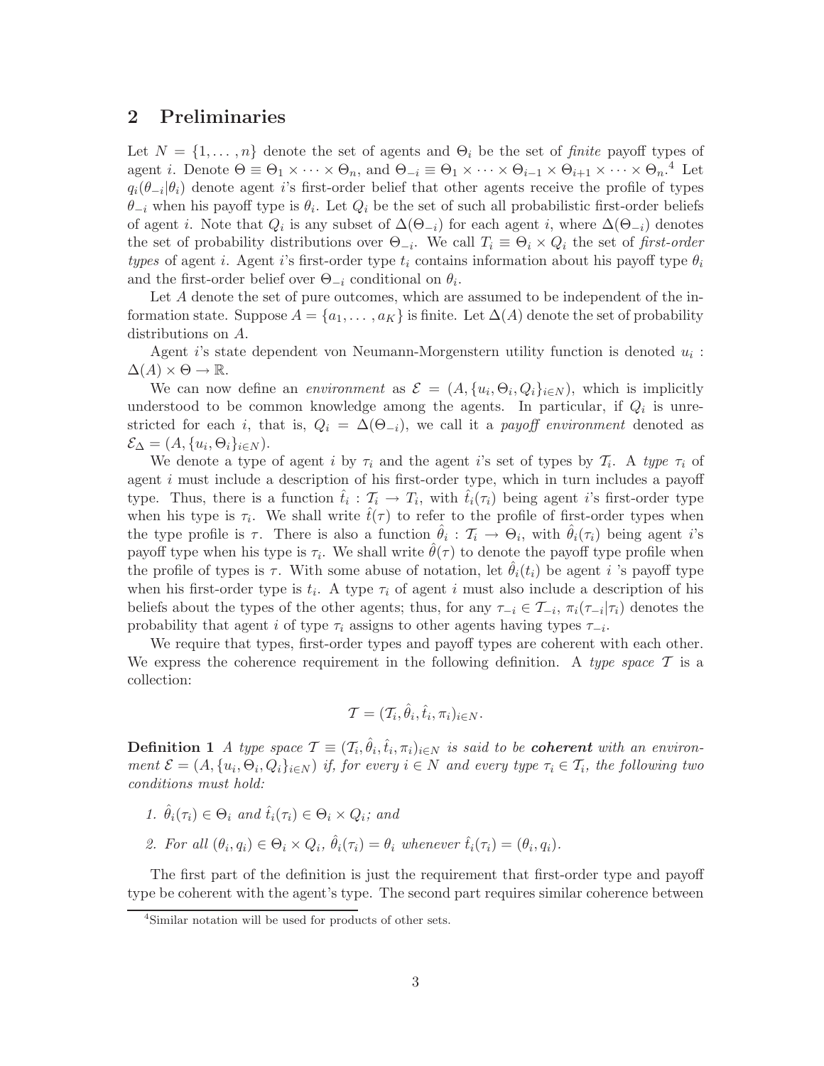## 2 Preliminaries

Let $N = \{1, \dots, n\}$ denote the set of agents and $\Theta_i$ be the set of *finite* payoff types of agent $i$. Denote $\Theta \equiv \Theta_1 \times \cdots \times \Theta_n$, and $\Theta_{-i} \equiv \Theta_1 \times \cdots \times \Theta_{i-1} \times \Theta_{i+1} \times \cdots \times \Theta_n$.[4] Let $q_i(\theta_{-i}|\theta_i)$ denote agent $i$'s first-order belief that other agents receive the profile of types $\theta_{-i}$ when his payoff type is $\theta_i$. Let $Q_i$ be the set of such all probabilistic first-order beliefs of agent $i$. Note that $Q_i$ is any subset of $\Delta(\Theta_{-i})$ for each agent $i$, where $\Delta(\Theta_{-i})$ denotes the set of probability distributions over $\Theta_{-i}$. We call $T_i \equiv \Theta_i \times Q_i$ the set of *first-order types* of agent $i$. Agent $i$'s first-order type $t_i$ contains information about his payoff type $\theta_i$ and the first-order belief over $\Theta_{-i}$ conditional on $\theta_i$.

Let $A$ denote the set of pure outcomes, which are assumed to be independent of the information state. Suppose $A = \{a_1, \dots, a_K\}$ is finite. Let $\Delta(A)$ denote the set of probability distributions on $A$.

Agent $i$'s state dependent von Neumann-Morgenstern utility function is denoted $u_i : \Delta(A) \times \Theta \to \mathbb{R}$.

We can now define an *environment* as $\mathcal{E} = (A, \{u_i, \Theta_i, Q_i\}_{i \in N})$, which is implicitly understood to be common knowledge among the agents. In particular, if $Q_i$ is unrestricted for each $i$, that is, $Q_i = \Delta(\Theta_{-i})$, we call it a *payoff environment* denoted as $\mathcal{E}_\Delta = (A, \{u_i, \Theta_i\}_{i \in N})$.

We denote a type of agent $i$ by $\tau_i$ and the agent $i$'s set of types by $\mathcal{T}_i$. A *type* $\tau_i$ of agent $i$ must include a description of his first-order type, which in turn includes a payoff type. Thus, there is a function $\hat{t}_i : \mathcal{T}_i \to T_i$, with $\hat{t}_i(\tau_i)$ being agent $i$'s first-order type when his type is $\tau_i$. We shall write $\hat{t}(\tau)$ to refer to the profile of first-order types when the type profile is $\tau$. There is also a function $\hat{\theta}_i : \mathcal{T}_i \to \Theta_i$, with $\hat{\theta}_i(\tau_i)$ being agent $i$'s payoff type when his type is $\tau_i$. We shall write $\hat{\theta}(\tau)$ to denote the payoff type profile when the profile of types is $\tau$. With some abuse of notation, let $\hat{\theta}_i(t_i)$ be agent $i$ 's payoff type when his first-order type is $t_i$. A type $\tau_i$ of agent $i$ must also include a description of his beliefs about the types of the other agents; thus, for any $\tau_{-i} \in \mathcal{T}_{-i}$, $\pi_i(\tau_{-i}|\tau_i)$ denotes the probability that agent $i$ of type $\tau_i$ assigns to other agents having types $\tau_{-i}$.

We require that types, first-order types and payoff types are coherent with each other. We express the coherence requirement in the following definition. A *type space* $\mathcal{T}$ is a collection:

$$\mathcal{T} = (\mathcal{T}_i, \hat{\theta}_i, \hat{t}_i, \pi_i)_{i \in N}.$$

**Definition 1** *A type space $\mathcal{T} \equiv (\mathcal{T}_i, \hat{\theta}_i, \hat{t}_i, \pi_i)_{i \in N}$ is said to be **coherent** with an environment $\mathcal{E} = (A, \{u_i, \Theta_i, Q_i\}_{i \in N})$ if, for every $i \in N$ and every type $\tau_i \in \mathcal{T}_i$, the following two conditions must hold:*

1. *$\hat{\theta}_i(\tau_i) \in \Theta_i$ and $\hat{t}_i(\tau_i) \in \Theta_i \times Q_i$; and*
2. *For all $(\theta_i, q_i) \in \Theta_i \times Q_i$, $\hat{\theta}_i(\tau_i) = \theta_i$ whenever $\hat{t}_i(\tau_i) = (\theta_i, q_i)$.*

The first part of the definition is just the requirement that first-order type and payoff type be coherent with the agent's type. The second part requires similar coherence between

[4] Similar notation will be used for products of other sets.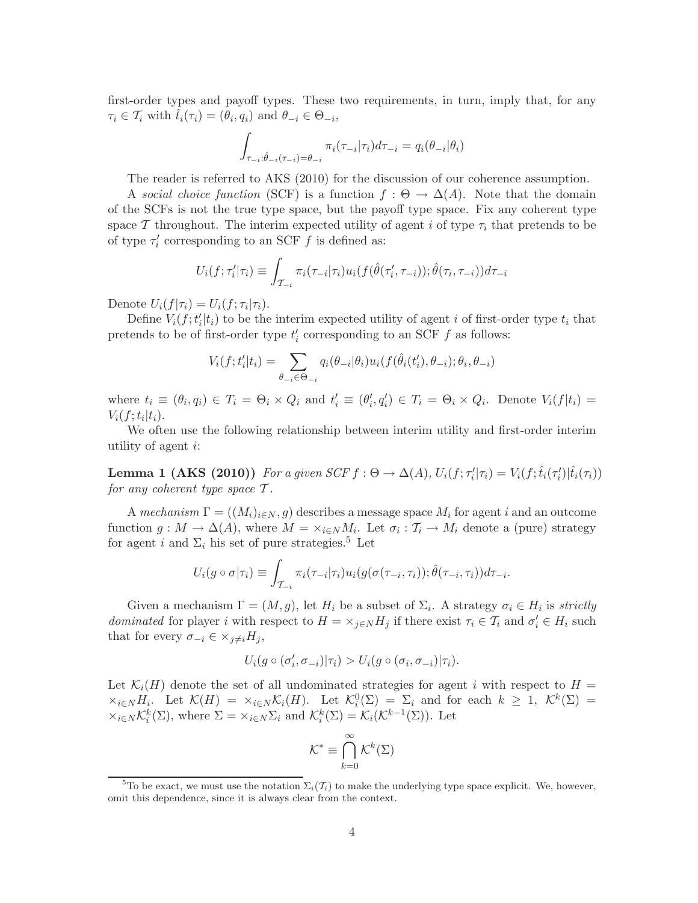first-order types and payoff types. These two requirements, in turn, imply that, for any $\tau_i \in \mathcal{T}_i$ with $\hat{t}_i(\tau_i) = (\theta_i, q_i)$ and $\theta_{-i} \in \Theta_{-i}$,

$$\int_{\tau_{-i}:\hat{\theta}_{-i}(\tau_{-i})=\theta_{-i}} \pi_i(\tau_{-i}|\tau_i)d\tau_{-i} = q_i(\theta_{-i}|\theta_i)$$

The reader is referred to AKS (2010) for the discussion of our coherence assumption.

A *social choice function* (SCF) is a function $f : \Theta \to \Delta(A)$. Note that the domain of the SCFs is not the true type space, but the payoff type space. Fix any coherent type space $\mathcal{T}$ throughout. The interim expected utility of agent $i$ of type $\tau_i$ that pretends to be of type $\tau_i'$ corresponding to an SCF $f$ is defined as:

$$U_i(f; \tau_i'|\tau_i) \equiv \int_{\mathcal{T}_{-i}} \pi_i(\tau_{-i}|\tau_i)u_i(f(\hat{\theta}(\tau_i', \tau_{-i})); \hat{\theta}(\tau_i, \tau_{-i}))d\tau_{-i}$$

Denote $U_i(f|\tau_i) = U_i(f; \tau_i|\tau_i)$.

Define $V_i(f; t_i'|t_i)$ to be the interim expected utility of agent $i$ of first-order type $t_i$ that pretends to be of first-order type $t_i'$ corresponding to an SCF $f$ as follows:

$$V_i(f; t_i'|t_i) = \sum_{\theta_{-i}\in\Theta_{-i}} q_i(\theta_{-i}|\theta_i)u_i(f(\hat{\theta}_i(t_i'), \theta_{-i}); \theta_i, \theta_{-i})$$

where $t_i \equiv (\theta_i, q_i) \in T_i = \Theta_i \times Q_i$ and $t_i' \equiv (\theta_i', q_i') \in T_i = \Theta_i \times Q_i$. Denote $V_i(f|t_i) = V_i(f; t_i|t_i)$.

We often use the following relationship between interim utility and first-order interim utility of agent $i$:

**Lemma 1 (AKS (2010))** *For a given SCF $f : \Theta \to \Delta(A)$, $U_i(f; \tau_i'|\tau_i) = V_i(f; \hat{t}_i(\tau_i')|\hat{t}_i(\tau_i))$ for any coherent type space $\mathcal{T}$.*

A *mechanism* $\Gamma = ((M_i)_{i\in N}, g)$ describes a message space $M_i$ for agent $i$ and an outcome function $g : M \to \Delta(A)$, where $M = \times_{i\in N} M_i$. Let $\sigma_i : \mathcal{T}_i \to M_i$ denote a (pure) strategy for agent $i$ and $\Sigma_i$ his set of pure strategies.[5] Let

$$U_i(g \circ \sigma|\tau_i) \equiv \int_{\mathcal{T}_{-i}} \pi_i(\tau_{-i}|\tau_i)u_i(g(\sigma(\tau_{-i}, \tau_i)); \hat{\theta}(\tau_{-i}, \tau_i))d\tau_{-i}.$$

Given a mechanism $\Gamma = (M, g)$, let $H_i$ be a subset of $\Sigma_i$. A strategy $\sigma_i \in H_i$ is *strictly dominated* for player $i$ with respect to $H = \times_{j\in N} H_j$ if there exist $\tau_i \in \mathcal{T}_i$ and $\sigma_i' \in H_i$ such that for every $\sigma_{-i} \in \times_{j\neq i} H_j$,

$$U_i(g \circ (\sigma_i', \sigma_{-i})|\tau_i) > U_i(g \circ (\sigma_i, \sigma_{-i})|\tau_i).$$

Let $\mathcal{K}_i(H)$ denote the set of all undominated strategies for agent $i$ with respect to $H = \times_{i\in N} H_i$. Let $\mathcal{K}(H) = \times_{i\in N}\mathcal{K}_i(H)$. Let $\mathcal{K}_i^0(\Sigma) = \Sigma_i$ and for each $k \geq 1$, $\mathcal{K}^k(\Sigma) = \times_{i\in N}\mathcal{K}_i^k(\Sigma)$, where $\Sigma = \times_{i\in N}\Sigma_i$ and $\mathcal{K}_i^k(\Sigma) = \mathcal{K}_i(\mathcal{K}^{k-1}(\Sigma))$. Let

$$\mathcal{K}^* \equiv \bigcap_{k=0}^{\infty} \mathcal{K}^k(\Sigma)$$

[5] To be exact, we must use the notation $\Sigma_i(\mathcal{T}_i)$ to make the underlying type space explicit. We, however, omit this dependence, since it is always clear from the context.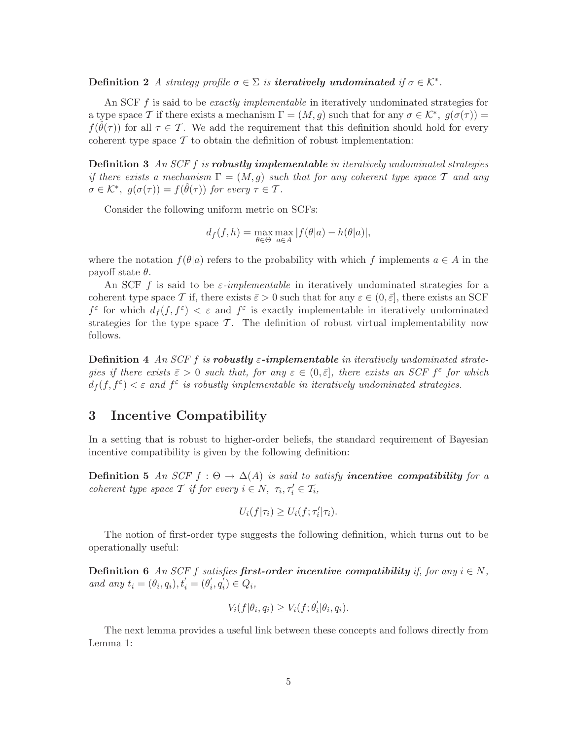**Definition 2** *A strategy profile $\sigma \in \Sigma$ is **iteratively undominated** if $\sigma \in \mathcal{K}^*$.*

An SCF $f$ is said to be *exactly implementable* in iteratively undominated strategies for a type space $\mathcal{T}$ if there exists a mechanism $\Gamma = (M, g)$ such that for any $\sigma \in \mathcal{K}^*$, $g(\sigma(\tau)) = f(\hat{\theta}(\tau))$ for all $\tau \in \mathcal{T}$. We add the requirement that this definition should hold for every coherent type space $\mathcal{T}$ to obtain the definition of robust implementation:

**Definition 3** *An SCF $f$ is **robustly implementable** in iteratively undominated strategies if there exists a mechanism $\Gamma = (M, g)$ such that for any coherent type space $\mathcal{T}$ and any $\sigma \in \mathcal{K}^*$, $g(\sigma(\tau)) = f(\hat{\theta}(\tau))$ for every $\tau \in \mathcal{T}$.*

Consider the following uniform metric on SCFs:

$$d_f(f, h) = \max_{\theta \in \Theta} \max_{a \in A} |f(\theta|a) - h(\theta|a)|,$$

where the notation $f(\theta|a)$ refers to the probability with which $f$ implements $a \in A$ in the payoff state $\theta$.

An SCF $f$ is said to be $\varepsilon$*-implementable* in iteratively undominated strategies for a coherent type space $\mathcal{T}$ if, there exists $\bar{\varepsilon} > 0$ such that for any $\varepsilon \in (0, \bar{\varepsilon}]$, there exists an SCF $f^\varepsilon$ for which $d_f(f, f^\varepsilon) < \varepsilon$ and $f^\varepsilon$ is exactly implementable in iteratively undominated strategies for the type space $\mathcal{T}$. The definition of robust virtual implementability now follows.

**Definition 4** *An SCF $f$ is **robustly $\varepsilon$-implementable** in iteratively undominated strategies if there exists $\bar{\varepsilon} > 0$ such that, for any $\varepsilon \in (0, \bar{\varepsilon}]$, there exists an SCF $f^\varepsilon$ for which $d_f(f, f^\varepsilon) < \varepsilon$ and $f^\varepsilon$ is robustly implementable in iteratively undominated strategies.*

## 3 Incentive Compatibility

In a setting that is robust to higher-order beliefs, the standard requirement of Bayesian incentive compatibility is given by the following definition:

**Definition 5** *An SCF $f : \Theta \to \Delta(A)$ is said to satisfy **incentive compatibility** for a coherent type space $\mathcal{T}$ if for every $i \in N$, $\tau_i, \tau_i' \in \mathcal{T}_i$,*

$$U_i(f|\tau_i) \geq U_i(f; \tau_i'|\tau_i).$$

The notion of first-order type suggests the following definition, which turns out to be operationally useful:

**Definition 6** *An SCF $f$ satisfies **first-order incentive compatibility** if, for any $i \in N$, and any $t_i = (\theta_i, q_i), t_i' = (\theta_i', q_i') \in Q_i$,*

$$V_i(f|\theta_i, q_i) \geq V_i(f; \theta_i'|\theta_i, q_i).$$

The next lemma provides a useful link between these concepts and follows directly from Lemma 1: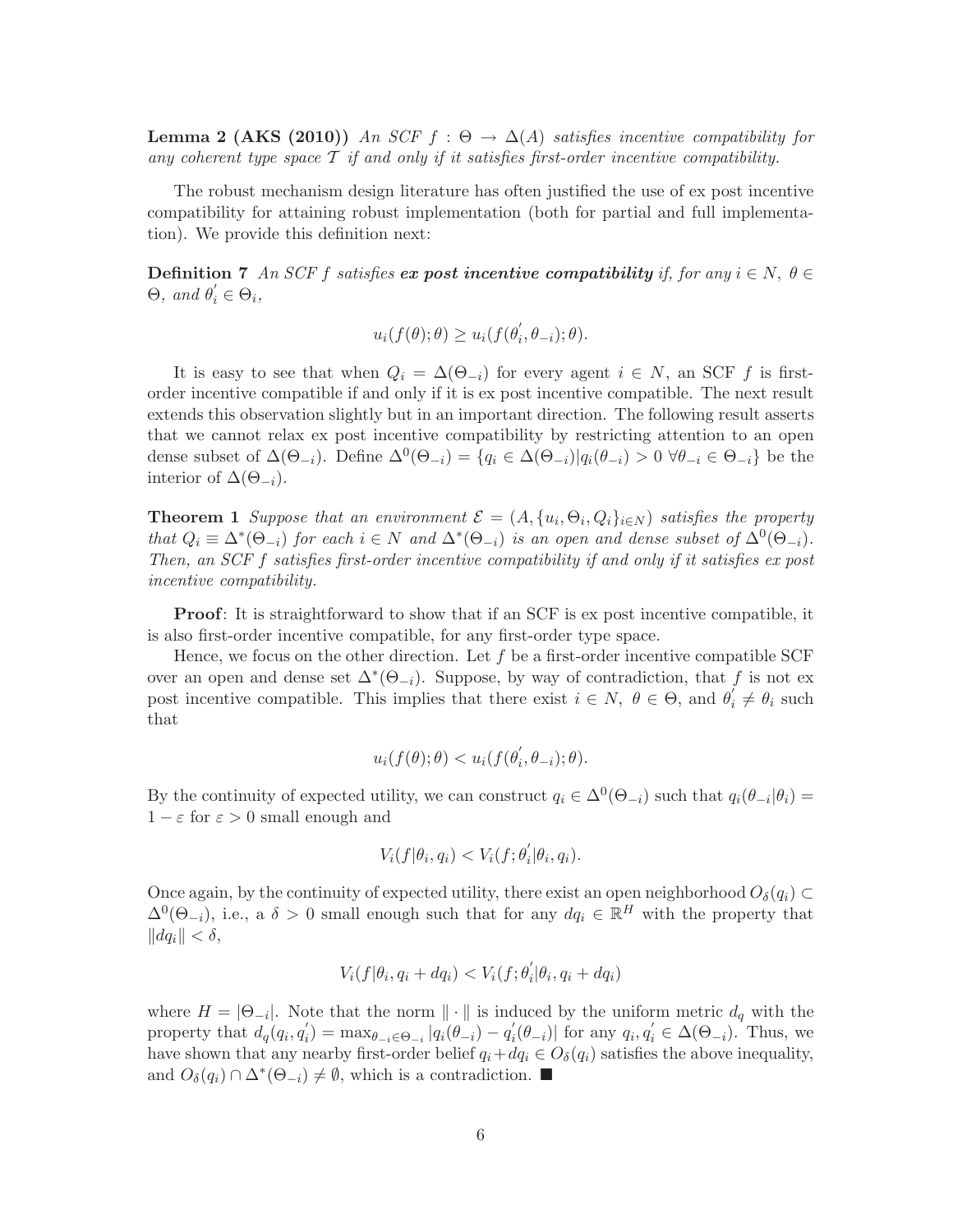**Lemma 2 (AKS (2010))** *An SCF $f : \Theta \to \Delta(A)$ satisfies incentive compatibility for any coherent type space $\mathcal{T}$ if and only if it satisfies first-order incentive compatibility.*

The robust mechanism design literature has often justified the use of ex post incentive compatibility for attaining robust implementation (both for partial and full implementation). We provide this definition next:

**Definition 7** *An SCF $f$ satisfies **ex post incentive compatibility** if, for any $i \in N$, $\theta \in \Theta$, and $\theta_i^{'} \in \Theta_i$,*

$$u_i(f(\theta); \theta) \geq u_i(f(\theta_i^{'}, \theta_{-i}); \theta).$$

It is easy to see that when $Q_i = \Delta(\Theta_{-i})$ for every agent $i \in N$, an SCF $f$ is first-order incentive compatible if and only if it is ex post incentive compatible. The next result extends this observation slightly but in an important direction. The following result asserts that we cannot relax ex post incentive compatibility by restricting attention to an open dense subset of $\Delta(\Theta_{-i})$. Define $\Delta^0(\Theta_{-i}) = \{q_i \in \Delta(\Theta_{-i}) | q_i(\theta_{-i}) > 0 \ \forall \theta_{-i} \in \Theta_{-i}\}$ be the interior of $\Delta(\Theta_{-i})$.

**Theorem 1** *Suppose that an environment $\mathcal{E} = (A, \{u_i, \Theta_i, Q_i\}_{i \in N})$ satisfies the property that $Q_i \equiv \Delta^*(\Theta_{-i})$ for each $i \in N$ and $\Delta^*(\Theta_{-i})$ is an open and dense subset of $\Delta^0(\Theta_{-i})$. Then, an SCF $f$ satisfies first-order incentive compatibility if and only if it satisfies ex post incentive compatibility.*

**Proof**: It is straightforward to show that if an SCF is ex post incentive compatible, it is also first-order incentive compatible, for any first-order type space.

Hence, we focus on the other direction. Let $f$ be a first-order incentive compatible SCF over an open and dense set $\Delta^*(\Theta_{-i})$. Suppose, by way of contradiction, that $f$ is not ex post incentive compatible. This implies that there exist $i \in N$, $\theta \in \Theta$, and $\theta_i^{'} \neq \theta_i$ such that

$$u_i(f(\theta); \theta) < u_i(f(\theta_i^{'}, \theta_{-i}); \theta).$$

By the continuity of expected utility, we can construct $q_i \in \Delta^0(\Theta_{-i})$ such that $q_i(\theta_{-i}|\theta_i) = 1 - \varepsilon$ for $\varepsilon > 0$ small enough and

$$V_i(f|\theta_i, q_i) < V_i(f; \theta_i^{'}|\theta_i, q_i).$$

Once again, by the continuity of expected utility, there exist an open neighborhood $O_\delta(q_i) \subset \Delta^0(\Theta_{-i})$, i.e., a $\delta > 0$ small enough such that for any $dq_i \in \mathbb{R}^H$ with the property that $\|dq_i\| < \delta$,

$$V_i(f|\theta_i, q_i + dq_i) < V_i(f; \theta_i^{'}|\theta_i, q_i + dq_i)$$

where $H = |\Theta_{-i}|$. Note that the norm $\| \cdot \|$ is induced by the uniform metric $d_q$ with the property that $d_q(q_i, q_i^{'}) = \max_{\theta_{-i} \in \Theta_{-i}} |q_i(\theta_{-i}) - q_i^{'}(\theta_{-i})|$ for any $q_i, q_i^{'} \in \Delta(\Theta_{-i})$. Thus, we have shown that any nearby first-order belief $q_i + dq_i \in O_\delta(q_i)$ satisfies the above inequality, and $O_\delta(q_i) \cap \Delta^*(\Theta_{-i}) \neq \emptyset$, which is a contradiction. ■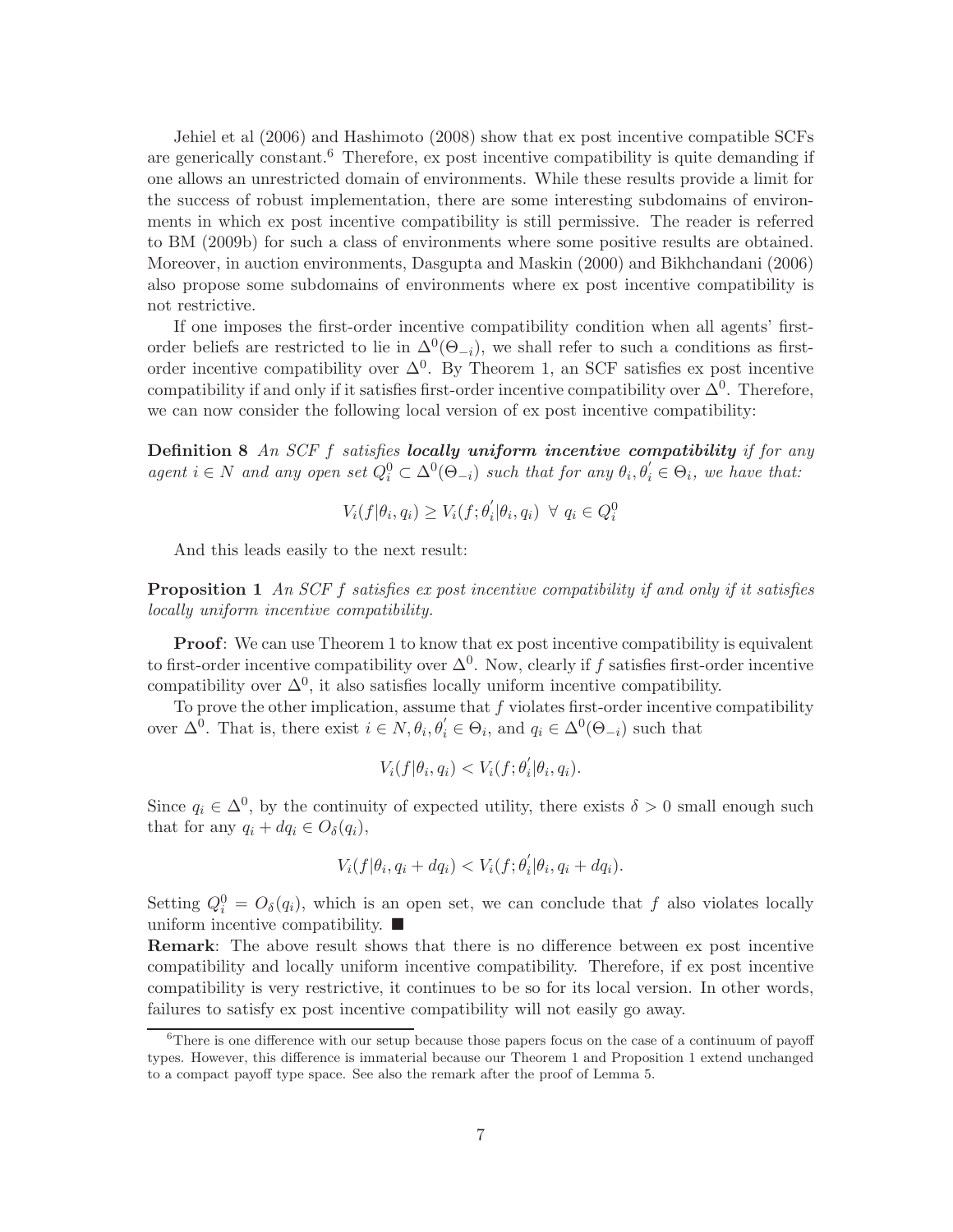Jehiel et al (2006) and Hashimoto (2008) show that ex post incentive compatible SCFs are generically constant.[6] Therefore, ex post incentive compatibility is quite demanding if one allows an unrestricted domain of environments. While these results provide a limit for the success of robust implementation, there are some interesting subdomains of environments in which ex post incentive compatibility is still permissive. The reader is referred to BM (2009b) for such a class of environments where some positive results are obtained. Moreover, in auction environments, Dasgupta and Maskin (2000) and Bikhchandani (2006) also propose some subdomains of environments where ex post incentive compatibility is not restrictive.

If one imposes the first-order incentive compatibility condition when all agents' first-order beliefs are restricted to lie in $\Delta^0(\Theta_{-i})$, we shall refer to such a conditions as first-order incentive compatibility over $\Delta^0$. By Theorem 1, an SCF satisfies ex post incentive compatibility if and only if it satisfies first-order incentive compatibility over $\Delta^0$. Therefore, we can now consider the following local version of ex post incentive compatibility:

**Definition 8** *An SCF $f$ satisfies **locally uniform incentive compatibility** if for any agent $i \in N$ and any open set $Q_i^0 \subset \Delta^0(\Theta_{-i})$ such that for any $\theta_i, \theta_i^{'} \in \Theta_i$, we have that:*

$$V_i(f|\theta_i, q_i) \geq V_i(f; \theta_i^{'}|\theta_i, q_i) \ \ \forall \ q_i \in Q_i^0$$

And this leads easily to the next result:

**Proposition 1** *An SCF $f$ satisfies ex post incentive compatibility if and only if it satisfies locally uniform incentive compatibility.*

**Proof**: We can use Theorem 1 to know that ex post incentive compatibility is equivalent to first-order incentive compatibility over $\Delta^0$. Now, clearly if $f$ satisfies first-order incentive compatibility over $\Delta^0$, it also satisfies locally uniform incentive compatibility.

To prove the other implication, assume that $f$ violates first-order incentive compatibility over $\Delta^0$. That is, there exist $i \in N, \theta_i, \theta_i^{'} \in \Theta_i$, and $q_i \in \Delta^0(\Theta_{-i})$ such that

$$V_i(f|\theta_i, q_i) < V_i(f; \theta_i^{'}|\theta_i, q_i).$$

Since $q_i \in \Delta^0$, by the continuity of expected utility, there exists $\delta > 0$ small enough such that for any $q_i + dq_i \in O_\delta(q_i)$,

$$V_i(f|\theta_i, q_i + dq_i) < V_i(f; \theta_i^{'}|\theta_i, q_i + dq_i).$$

Setting $Q_i^0 = O_\delta(q_i)$, which is an open set, we can conclude that $f$ also violates locally uniform incentive compatibility. ■

**Remark**: The above result shows that there is no difference between ex post incentive compatibility and locally uniform incentive compatibility. Therefore, if ex post incentive compatibility is very restrictive, it continues to be so for its local version. In other words, failures to satisfy ex post incentive compatibility will not easily go away.

[6] There is one difference with our setup because those papers focus on the case of a continuum of payoff types. However, this difference is immaterial because our Theorem 1 and Proposition 1 extend unchanged to a compact payoff type space. See also the remark after the proof of Lemma 5.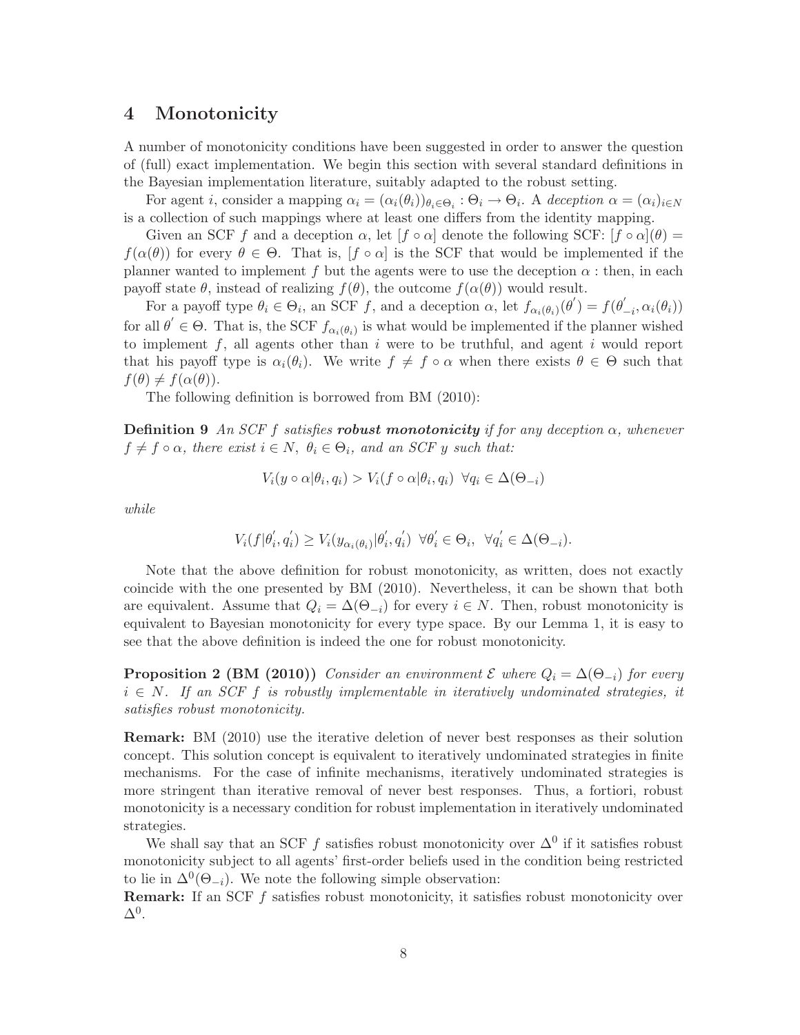## 4 Monotonicity

A number of monotonicity conditions have been suggested in order to answer the question of (full) exact implementation. We begin this section with several standard definitions in the Bayesian implementation literature, suitably adapted to the robust setting.

For agent $i$, consider a mapping $\alpha_i = (\alpha_i(\theta_i))_{\theta_i \in \Theta_i} : \Theta_i \to \Theta_i$. A *deception* $\alpha = (\alpha_i)_{i \in N}$ is a collection of such mappings where at least one differs from the identity mapping.

Given an SCF $f$ and a deception $\alpha$, let $[f \circ \alpha]$ denote the following SCF: $[f \circ \alpha](\theta) = f(\alpha(\theta))$ for every $\theta \in \Theta$. That is, $[f \circ \alpha]$ is the SCF that would be implemented if the planner wanted to implement $f$ but the agents were to use the deception $\alpha$ : then, in each payoff state $\theta$, instead of realizing $f(\theta)$, the outcome $f(\alpha(\theta))$ would result.

For a payoff type $\theta_i \in \Theta_i$, an SCF $f$, and a deception $\alpha$, let $f_{\alpha_i(\theta_i)}(\theta') = f(\theta'_{-i}, \alpha_i(\theta_i))$ for all $\theta' \in \Theta$. That is, the SCF $f_{\alpha_i(\theta_i)}$ is what would be implemented if the planner wished to implement $f$, all agents other than $i$ were to be truthful, and agent $i$ would report that his payoff type is $\alpha_i(\theta_i)$. We write $f \neq f \circ \alpha$ when there exists $\theta \in \Theta$ such that $f(\theta) \neq f(\alpha(\theta))$.

The following definition is borrowed from BM (2010):

**Definition 9** *An SCF $f$ satisfies **robust monotonicity** if for any deception $\alpha$, whenever $f \neq f \circ \alpha$, there exist $i \in N$, $\theta_i \in \Theta_i$, and an SCF $y$ such that:*

$$V_i(y \circ \alpha | \theta_i, q_i) > V_i(f \circ \alpha | \theta_i, q_i) \ \ \forall q_i \in \Delta(\Theta_{-i})$$

*while*

$$V_i(f | \theta'_i, q'_i) \geq V_i(y_{\alpha_i(\theta_i)} | \theta'_i, q'_i) \ \ \forall \theta'_i \in \Theta_i, \ \ \forall q'_i \in \Delta(\Theta_{-i}).$$

Note that the above definition for robust monotonicity, as written, does not exactly coincide with the one presented by BM (2010). Nevertheless, it can be shown that both are equivalent. Assume that $Q_i = \Delta(\Theta_{-i})$ for every $i \in N$. Then, robust monotonicity is equivalent to Bayesian monotonicity for every type space. By our Lemma 1, it is easy to see that the above definition is indeed the one for robust monotonicity.

**Proposition 2 (BM (2010))** *Consider an environment $\mathcal{E}$ where $Q_i = \Delta(\Theta_{-i})$ for every $i \in N$. If an SCF $f$ is robustly implementable in iteratively undominated strategies, it satisfies robust monotonicity.*

**Remark:** BM (2010) use the iterative deletion of never best responses as their solution concept. This solution concept is equivalent to iteratively undominated strategies in finite mechanisms. For the case of infinite mechanisms, iteratively undominated strategies is more stringent than iterative removal of never best responses. Thus, a fortiori, robust monotonicity is a necessary condition for robust implementation in iteratively undominated strategies.

We shall say that an SCF $f$ satisfies robust monotonicity over $\Delta^0$ if it satisfies robust monotonicity subject to all agents' first-order beliefs used in the condition being restricted to lie in $\Delta^0(\Theta_{-i})$. We note the following simple observation:

**Remark:** If an SCF $f$ satisfies robust monotonicity, it satisfies robust monotonicity over $\Delta^0$.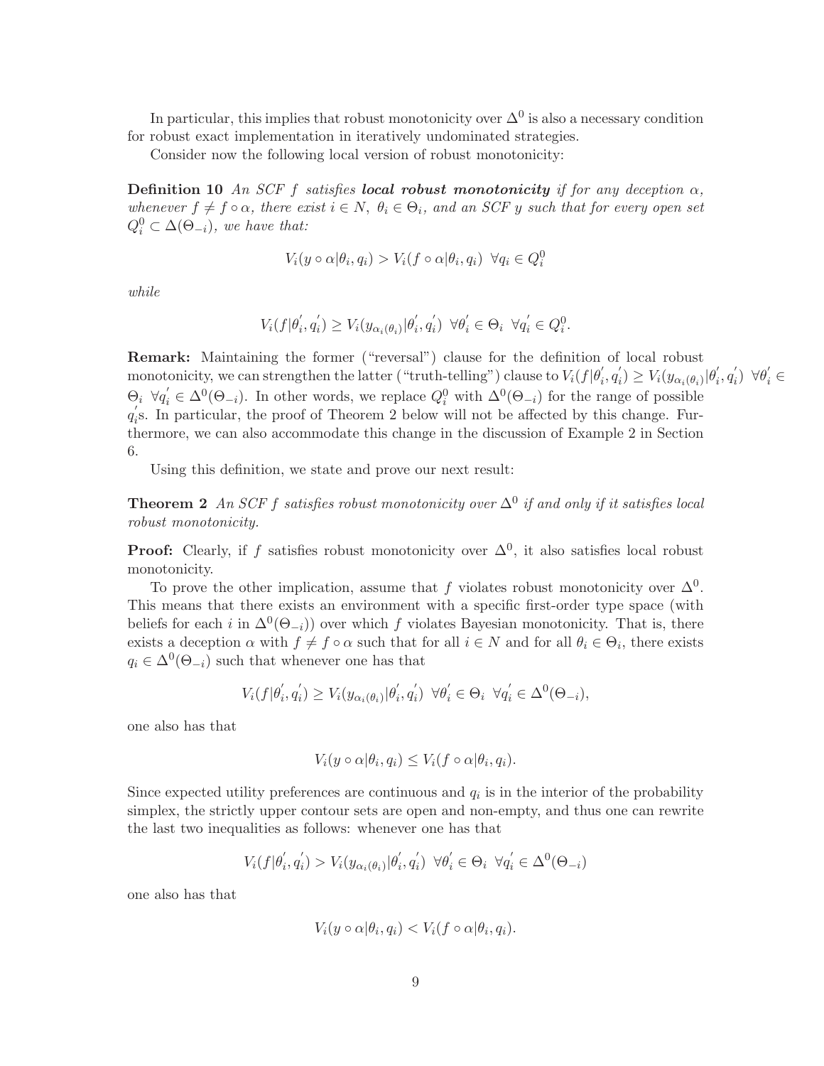In particular, this implies that robust monotonicity over $\Delta^0$ is also a necessary condition for robust exact implementation in iteratively undominated strategies.

Consider now the following local version of robust monotonicity:

**Definition 10** *An SCF $f$ satisfies **local robust monotonicity** if for any deception $\alpha$, whenever $f \neq f \circ \alpha$, there exist $i \in N$, $\theta_i \in \Theta_i$, and an SCF $y$ such that for every open set $Q_i^0 \subset \Delta(\Theta_{-i})$, we have that:*

$$V_i(y \circ \alpha|\theta_i, q_i) > V_i(f \circ \alpha|\theta_i, q_i) \;\; \forall q_i \in Q_i^0$$

*while*

$$V_i(f|\theta_i^{'}, q_i^{'}) \geq V_i(y_{\alpha_i(\theta_i)}|\theta_i^{'}, q_i^{'}) \;\; \forall \theta_i^{'} \in \Theta_i \;\; \forall q_i^{'} \in Q_i^0.$$

**Remark:** Maintaining the former ("reversal") clause for the definition of local robust monotonicity, we can strengthen the latter ("truth-telling") clause to $V_i(f|\theta_i^{'}, q_i^{'}) \geq V_i(y_{\alpha_i(\theta_i)}|\theta_i^{'}, q_i^{'}) \;\; \forall \theta_i^{'} \in \Theta_i \;\; \forall q_i^{'} \in \Delta^0(\Theta_{-i})$. In other words, we replace $Q_i^0$ with $\Delta^0(\Theta_{-i})$ for the range of possible $q_i^{'}$s. In particular, the proof of Theorem 2 below will not be affected by this change. Furthermore, we can also accommodate this change in the discussion of Example 2 in Section 6.

Using this definition, we state and prove our next result:

**Theorem 2** *An SCF $f$ satisfies robust monotonicity over $\Delta^0$ if and only if it satisfies local robust monotonicity.*

**Proof:** Clearly, if $f$ satisfies robust monotonicity over $\Delta^0$, it also satisfies local robust monotonicity.

To prove the other implication, assume that $f$ violates robust monotonicity over $\Delta^0$. This means that there exists an environment with a specific first-order type space (with beliefs for each $i$ in $\Delta^0(\Theta_{-i})$) over which $f$ violates Bayesian monotonicity. That is, there exists a deception $\alpha$ with $f \neq f \circ \alpha$ such that for all $i \in N$ and for all $\theta_i \in \Theta_i$, there exists $q_i \in \Delta^0(\Theta_{-i})$ such that whenever one has that

$$V_i(f|\theta_i^{'}, q_i^{'}) \geq V_i(y_{\alpha_i(\theta_i)}|\theta_i^{'}, q_i^{'}) \;\; \forall \theta_i^{'} \in \Theta_i \;\; \forall q_i^{'} \in \Delta^0(\Theta_{-i}),$$

one also has that

$$V_i(y \circ \alpha|\theta_i, q_i) \leq V_i(f \circ \alpha|\theta_i, q_i).$$

Since expected utility preferences are continuous and $q_i$ is in the interior of the probability simplex, the strictly upper contour sets are open and non-empty, and thus one can rewrite the last two inequalities as follows: whenever one has that

$$V_i(f|\theta_i^{'}, q_i^{'}) > V_i(y_{\alpha_i(\theta_i)}|\theta_i^{'}, q_i^{'}) \;\; \forall \theta_i^{'} \in \Theta_i \;\; \forall q_i^{'} \in \Delta^0(\Theta_{-i})$$

one also has that

$$V_i(y \circ \alpha|\theta_i, q_i) < V_i(f \circ \alpha|\theta_i, q_i).$$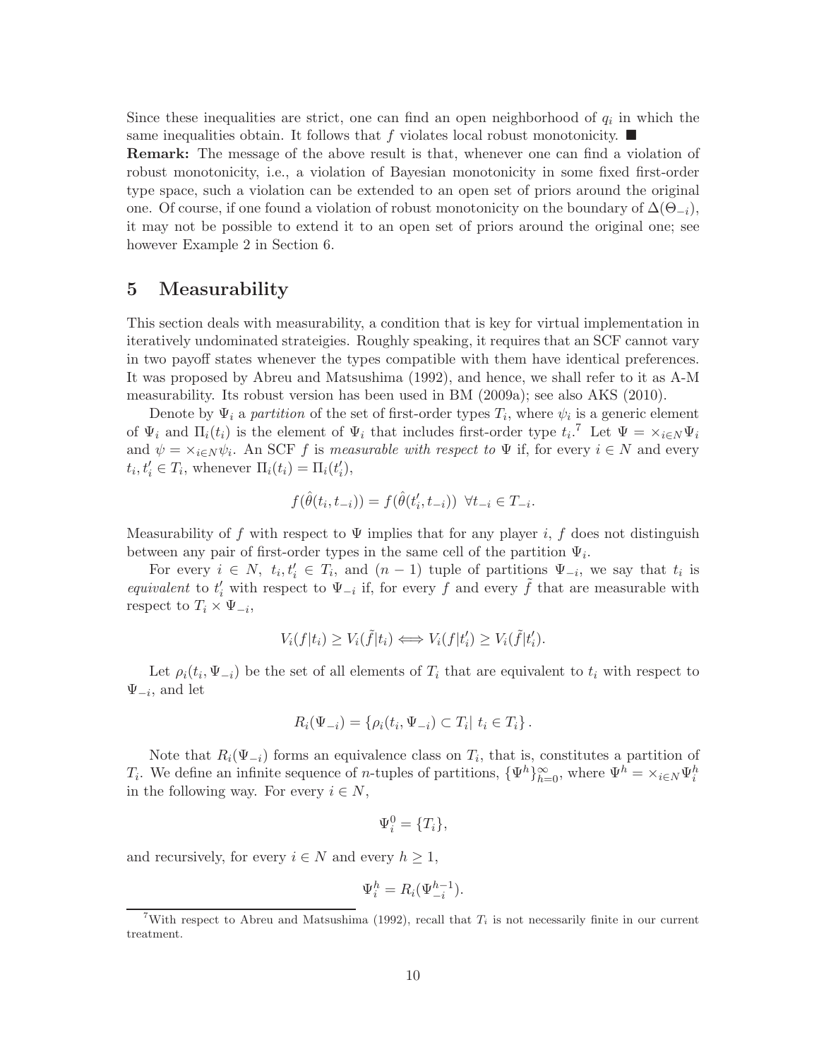Since these inequalities are strict, one can find an open neighborhood of $q_i$ in which the same inequalities obtain. It follows that $f$ violates local robust monotonicity. ■

**Remark:** The message of the above result is that, whenever one can find a violation of robust monotonicity, i.e., a violation of Bayesian monotonicity in some fixed first-order type space, such a violation can be extended to an open set of priors around the original one. Of course, if one found a violation of robust monotonicity on the boundary of $\Delta(\Theta_{-i})$, it may not be possible to extend it to an open set of priors around the original one; see however Example 2 in Section 6.

## 5 Measurability

This section deals with measurability, a condition that is key for virtual implementation in iteratively undominated strateigies. Roughly speaking, it requires that an SCF cannot vary in two payoff states whenever the types compatible with them have identical preferences. It was proposed by Abreu and Matsushima (1992), and hence, we shall refer to it as A-M measurability. Its robust version has been used in BM (2009a); see also AKS (2010).

Denote by $\Psi_i$ a *partition* of the set of first-order types $T_i$, where $\psi_i$ is a generic element of $\Psi_i$ and $\Pi_i(t_i)$ is the element of $\Psi_i$ that includes first-order type $t_i$.[7] Let $\Psi = \times_{i \in N} \Psi_i$ and $\psi = \times_{i \in N} \psi_i$. An SCF $f$ is *measurable with respect to* $\Psi$ if, for every $i \in N$ and every $t_i, t_i' \in T_i$, whenever $\Pi_i(t_i) = \Pi_i(t_i')$,

$$f(\hat{\theta}(t_i, t_{-i})) = f(\hat{\theta}(t_i', t_{-i})) \;\; \forall t_{-i} \in T_{-i}.$$

Measurability of $f$ with respect to $\Psi$ implies that for any player $i$, $f$ does not distinguish between any pair of first-order types in the same cell of the partition $\Psi_i$.

For every $i \in N$, $t_i, t_i' \in T_i$, and $(n-1)$ tuple of partitions $\Psi_{-i}$, we say that $t_i$ is *equivalent* to $t_i'$ with respect to $\Psi_{-i}$ if, for every $f$ and every $\tilde{f}$ that are measurable with respect to $T_i \times \Psi_{-i}$,

$$V_i(f|t_i) \geq V_i(\tilde{f}|t_i) \Longleftrightarrow V_i(f|t_i') \geq V_i(\tilde{f}|t_i').$$

Let $\rho_i(t_i, \Psi_{-i})$ be the set of all elements of $T_i$ that are equivalent to $t_i$ with respect to $\Psi_{-i}$, and let

$$R_i(\Psi_{-i}) = \left\{ \rho_i(t_i, \Psi_{-i}) \subset T_i | \; t_i \in T_i \right\}.$$

Note that $R_i(\Psi_{-i})$ forms an equivalence class on $T_i$, that is, constitutes a partition of $T_i$. We define an infinite sequence of $n$-tuples of partitions, $\{\Psi^h\}_{h=0}^{\infty}$, where $\Psi^h = \times_{i \in N} \Psi_i^h$ in the following way. For every $i \in N$,

$$\Psi_i^0 = \{T_i\},$$

and recursively, for every $i \in N$ and every $h \geq 1$,

$$\Psi_i^h = R_i(\Psi_{-i}^{h-1}).$$

[7] With respect to Abreu and Matsushima (1992), recall that $T_i$ is not necessarily finite in our current treatment.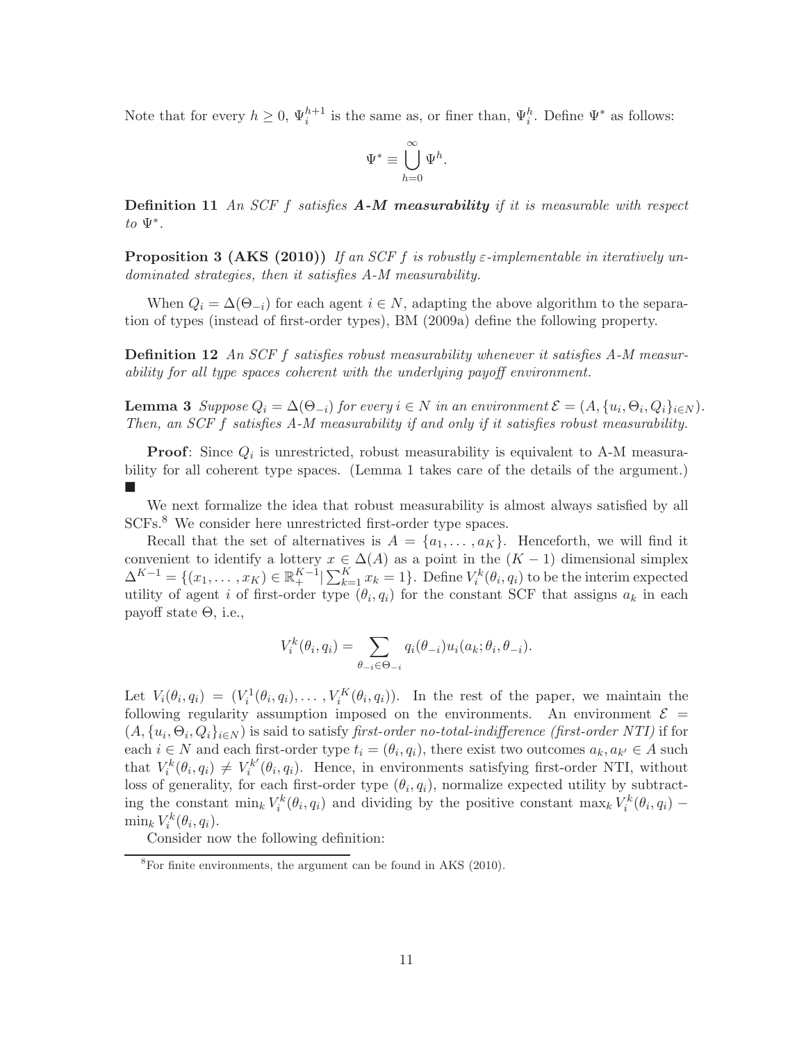Note that for every $h \geq 0$, $\Psi_i^{h+1}$ is the same as, or finer than, $\Psi_i^h$. Define $\Psi^*$ as follows:

$$\Psi^* \equiv \bigcup_{h=0}^{\infty} \Psi^h.$$

**Definition 11** *An SCF $f$ satisfies **A-M measurability** if it is measurable with respect to $\Psi^*$.*

**Proposition 3 (AKS (2010))** *If an SCF $f$ is robustly $\varepsilon$-implementable in iteratively undominated strategies, then it satisfies A-M measurability.*

When $Q_i = \Delta(\Theta_{-i})$ for each agent $i \in N$, adapting the above algorithm to the separation of types (instead of first-order types), BM (2009a) define the following property.

**Definition 12** *An SCF $f$ satisfies robust measurability whenever it satisfies A-M measurability for all type spaces coherent with the underlying payoff environment.*

**Lemma 3** *Suppose $Q_i = \Delta(\Theta_{-i})$ for every $i \in N$ in an environment $\mathcal{E} = (A, \{u_i, \Theta_i, Q_i\}_{i \in N})$. Then, an SCF $f$ satisfies A-M measurability if and only if it satisfies robust measurability.*

**Proof**: Since $Q_i$ is unrestricted, robust measurability is equivalent to A-M measurability for all coherent type spaces. (Lemma 1 takes care of the details of the argument.) ■

We next formalize the idea that robust measurability is almost always satisfied by all SCFs.[8] We consider here unrestricted first-order type spaces.

Recall that the set of alternatives is $A = \{a_1, \ldots, a_K\}$. Henceforth, we will find it convenient to identify a lottery $x \in \Delta(A)$ as a point in the $(K-1)$ dimensional simplex $\Delta^{K-1} = \{(x_1, \ldots, x_K) \in \mathbb{R}_+^{K-1} | \sum_{k=1}^{K} x_k = 1\}$. Define $V_i^k(\theta_i, q_i)$ to be the interim expected utility of agent $i$ of first-order type $(\theta_i, q_i)$ for the constant SCF that assigns $a_k$ in each payoff state $\Theta$, i.e.,

$$V_i^k(\theta_i, q_i) = \sum_{\theta_{-i} \in \Theta_{-i}} q_i(\theta_{-i}) u_i(a_k; \theta_i, \theta_{-i}).$$

Let $V_i(\theta_i, q_i) = (V_i^1(\theta_i, q_i), \ldots, V_i^K(\theta_i, q_i))$. In the rest of the paper, we maintain the following regularity assumption imposed on the environments. An environment $\mathcal{E} = (A, \{u_i, \Theta_i, Q_i\}_{i \in N})$ is said to satisfy *first-order no-total-indifference (first-order NTI)* if for each $i \in N$ and each first-order type $t_i = (\theta_i, q_i)$, there exist two outcomes $a_k, a_{k'} \in A$ such that $V_i^k(\theta_i, q_i) \neq V_i^{k'}(\theta_i, q_i)$. Hence, in environments satisfying first-order NTI, without loss of generality, for each first-order type $(\theta_i, q_i)$, normalize expected utility by subtracting the constant $\min_k V_i^k(\theta_i, q_i)$ and dividing by the positive constant $\max_k V_i^k(\theta_i, q_i) - \min_k V_i^k(\theta_i, q_i)$.

Consider now the following definition:

[8] For finite environments, the argument can be found in AKS (2010).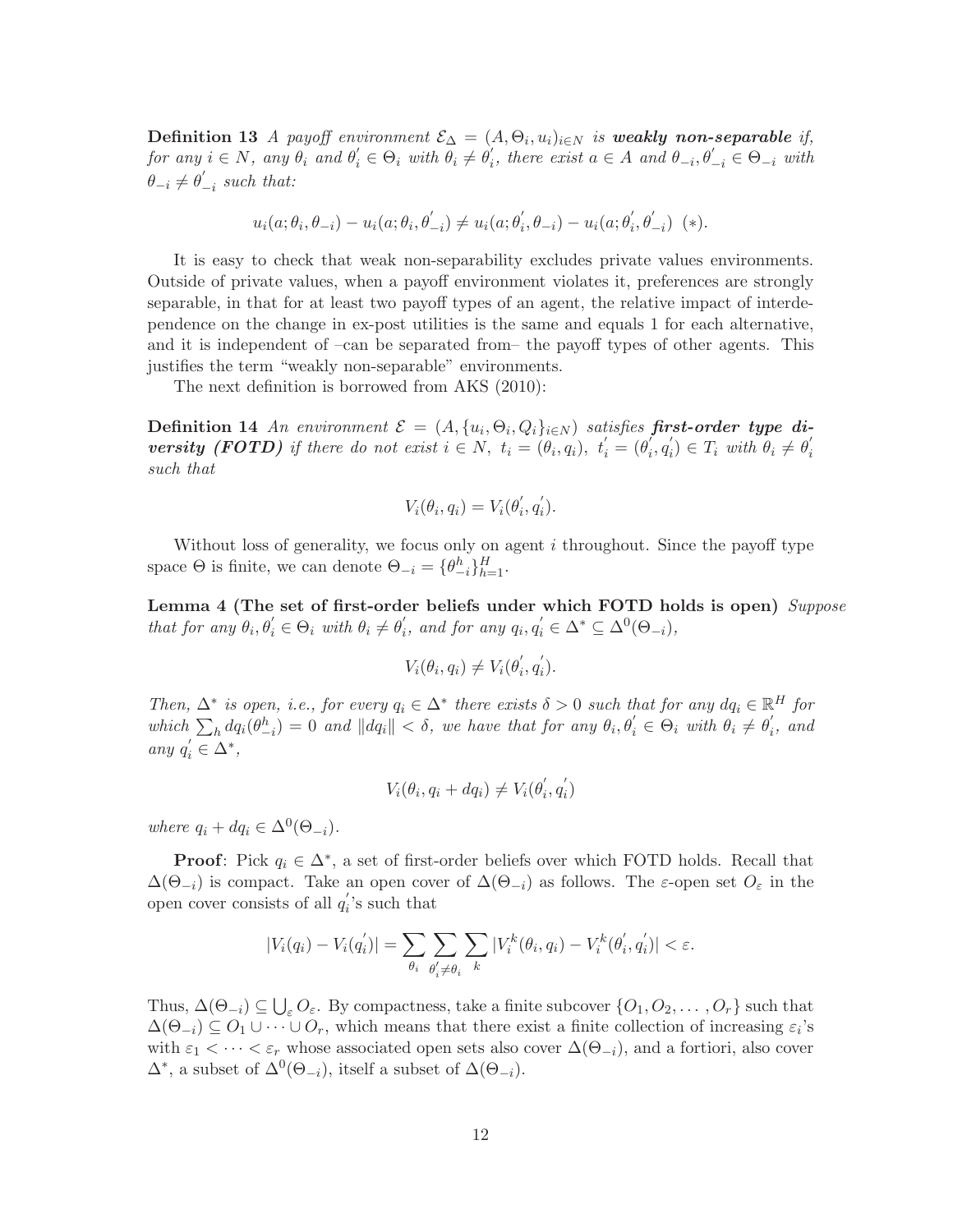**Definition 13** *A payoff environment $\mathcal{E}_\Delta = (A, \Theta_i, u_i)_{i \in N}$ is* ***weakly non-separable*** *if, for any $i \in N$, any $\theta_i$ and $\theta_i^{'} \in \Theta_i$ with $\theta_i \neq \theta_i^{'}$, there exist $a \in A$ and $\theta_{-i}, \theta_{-i}^{'} \in \Theta_{-i}$ with $\theta_{-i} \neq \theta_{-i}^{'}$ such that:*

$$u_i(a; \theta_i, \theta_{-i}) - u_i(a; \theta_i, \theta_{-i}^{'}) \neq u_i(a; \theta_i^{'}, \theta_{-i}) - u_i(a; \theta_i^{'}, \theta_{-i}^{'}) \;\; (*).$$

It is easy to check that weak non-separability excludes private values environments. Outside of private values, when a payoff environment violates it, preferences are strongly separable, in that for at least two payoff types of an agent, the relative impact of interdependence on the change in ex-post utilities is the same and equals 1 for each alternative, and it is independent of –can be separated from– the payoff types of other agents. This justifies the term "weakly non-separable" environments.

The next definition is borrowed from AKS (2010):

**Definition 14** *An environment $\mathcal{E} = (A, \{u_i, \Theta_i, Q_i\}_{i \in N})$ satisfies* ***first-order type diversity (FOTD)*** *if there do not exist $i \in N$, $t_i = (\theta_i, q_i)$, $t_i^{'} = (\theta_i^{'}, q_i^{'}) \in T_i$ with $\theta_i \neq \theta_i^{'}$ such that*

$$V_i(\theta_i, q_i) = V_i(\theta_i^{'}, q_i^{'}).$$

Without loss of generality, we focus only on agent $i$ throughout. Since the payoff type space $\Theta$ is finite, we can denote $\Theta_{-i} = \{\theta_{-i}^h\}_{h=1}^H$.

**Lemma 4 (The set of first-order beliefs under which FOTD holds is open)** *Suppose that for any $\theta_i, \theta_i^{'} \in \Theta_i$ with $\theta_i \neq \theta_i^{'}$, and for any $q_i, q_i^{'} \in \Delta^* \subseteq \Delta^0(\Theta_{-i})$,*

$$V_i(\theta_i, q_i) \neq V_i(\theta_i^{'}, q_i^{'}).$$

*Then, $\Delta^*$ is open, i.e., for every $q_i \in \Delta^*$ there exists $\delta > 0$ such that for any $dq_i \in \mathbb{R}^H$ for which $\sum_h dq_i(\theta_{-i}^h) = 0$ and $\|dq_i\| < \delta$, we have that for any $\theta_i, \theta_i^{'} \in \Theta_i$ with $\theta_i \neq \theta_i^{'}$, and any $q_i^{'} \in \Delta^*$,*

$$V_i(\theta_i, q_i + dq_i) \neq V_i(\theta_i^{'}, q_i^{'})$$

*where $q_i + dq_i \in \Delta^0(\Theta_{-i})$.*

**Proof**: Pick $q_i \in \Delta^*$, a set of first-order beliefs over which FOTD holds. Recall that $\Delta(\Theta_{-i})$ is compact. Take an open cover of $\Delta(\Theta_{-i})$ as follows. The $\varepsilon$-open set $O_\varepsilon$ in the open cover consists of all $q_i^{'}$'s such that

$$|V_i(q_i) - V_i(q_i^{'})| = \sum_{\theta_i} \sum_{\theta_i^{'} \neq \theta_i} \sum_k |V_i^k(\theta_i, q_i) - V_i^k(\theta_i^{'}, q_i^{'})| < \varepsilon.$$

Thus, $\Delta(\Theta_{-i}) \subseteq \bigcup_\varepsilon O_\varepsilon$. By compactness, take a finite subcover $\{O_1, O_2, \ldots, O_r\}$ such that $\Delta(\Theta_{-i}) \subseteq O_1 \cup \cdots \cup O_r$, which means that there exist a finite collection of increasing $\varepsilon_i$'s with $\varepsilon_1 < \cdots < \varepsilon_r$ whose associated open sets also cover $\Delta(\Theta_{-i})$, and a fortiori, also cover $\Delta^*$, a subset of $\Delta^0(\Theta_{-i})$, itself a subset of $\Delta(\Theta_{-i})$.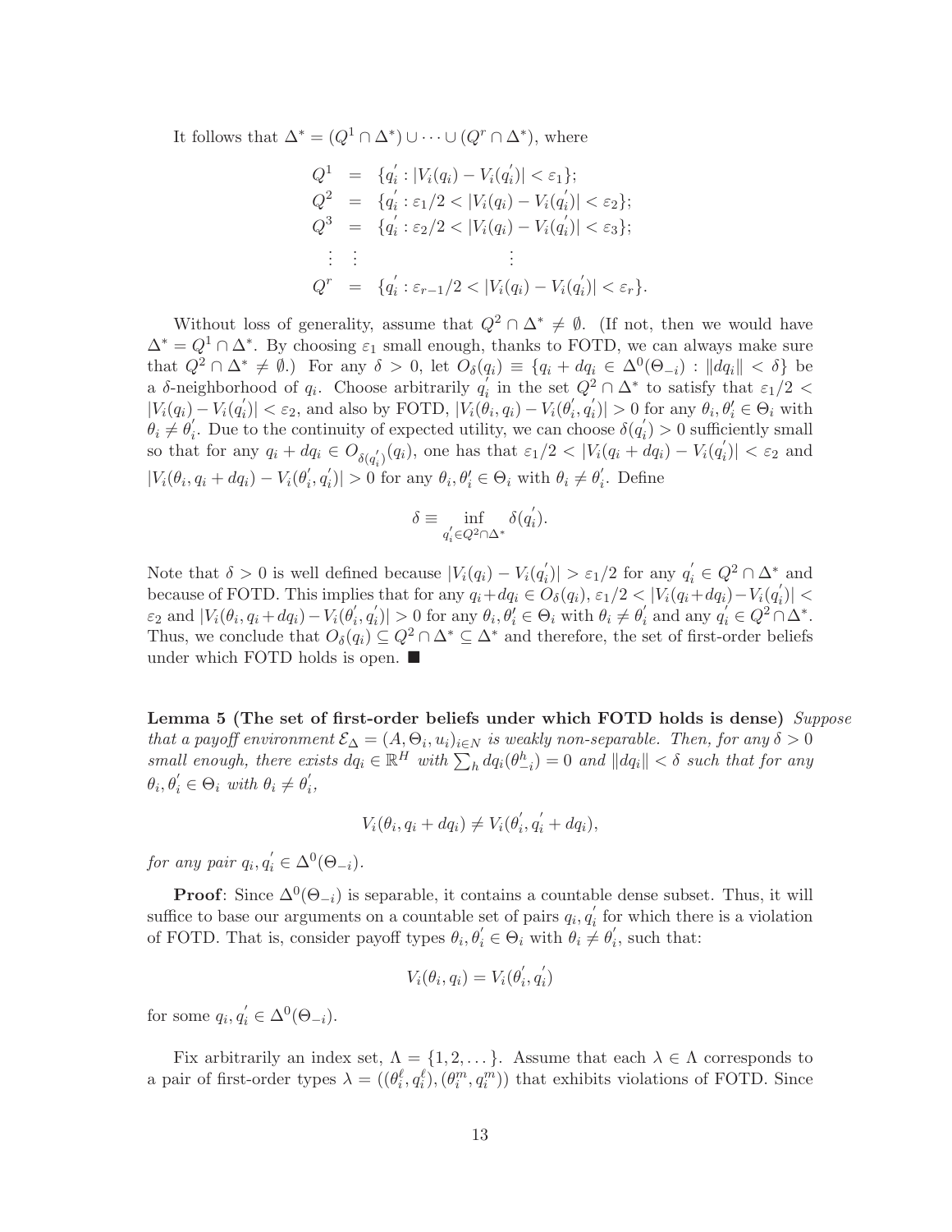It follows that $\Delta^* = (Q^1 \cap \Delta^*) \cup \cdots \cup (Q^r \cap \Delta^*)$, where

$$
\begin{aligned}
Q^1 &= \{q_i^{'} : |V_i(q_i) - V_i(q_i^{'})| < \varepsilon_1\}; \\
Q^2 &= \{q_i^{'} : \varepsilon_1/2 < |V_i(q_i) - V_i(q_i^{'})| < \varepsilon_2\}; \\
Q^3 &= \{q_i^{'} : \varepsilon_2/2 < |V_i(q_i) - V_i(q_i^{'})| < \varepsilon_3\}; \\
\vdots \;\; &\;\; \vdots \qquad\qquad\qquad \vdots \\
Q^r &= \{q_i^{'} : \varepsilon_{r-1}/2 < |V_i(q_i) - V_i(q_i^{'})| < \varepsilon_r\}.
\end{aligned}
$$

Without loss of generality, assume that $Q^2 \cap \Delta^* \neq \emptyset$. (If not, then we would have $\Delta^* = Q^1 \cap \Delta^*$. By choosing $\varepsilon_1$ small enough, thanks to FOTD, we can always make sure that $Q^2 \cap \Delta^* \neq \emptyset$.) For any $\delta > 0$, let $O_\delta(q_i) \equiv \{q_i + dq_i \in \Delta^0(\Theta_{-i}) : \|dq_i\| < \delta\}$ be a $\delta$-neighborhood of $q_i$. Choose arbitrarily $q_i^{'}$ in the set $Q^2 \cap \Delta^*$ to satisfy that $\varepsilon_1/2 < |V_i(q_i) - V_i(q_i^{'})| < \varepsilon_2$, and also by FOTD, $|V_i(\theta_i, q_i) - V_i(\theta_i^{'}, q_i^{'})| > 0$ for any $\theta_i, \theta_i^{\prime} \in \Theta_i$ with $\theta_i \neq \theta_i^{'}$. Due to the continuity of expected utility, we can choose $\delta(q_i^{'}) > 0$ sufficiently small so that for any $q_i + dq_i \in O_{\delta(q_i^{'})}(q_i)$, one has that $\varepsilon_1/2 < |V_i(q_i + dq_i) - V_i(q_i^{'})| < \varepsilon_2$ and $|V_i(\theta_i, q_i + dq_i) - V_i(\theta_i^{\prime}, q_i^{'})| > 0$ for any $\theta_i, \theta_i^{\prime} \in \Theta_i$ with $\theta_i \neq \theta_i^{'}$. Define

$$\delta \equiv \inf_{q_i^{'} \in Q^2 \cap \Delta^*} \delta(q_i^{'}).$$

Note that $\delta > 0$ is well defined because $|V_i(q_i) - V_i(q_i^{'})| > \varepsilon_1/2$ for any $q_i^{'} \in Q^2 \cap \Delta^*$ and because of FOTD. This implies that for any $q_i + dq_i \in O_\delta(q_i)$, $\varepsilon_1/2 < |V_i(q_i + dq_i) - V_i(q_i^{'})| < \varepsilon_2$ and $|V_i(\theta_i, q_i + dq_i) - V_i(\theta_i^{'}, q_i^{'})| > 0$ for any $\theta_i, \theta_i^{'} \in \Theta_i$ with $\theta_i \neq \theta_i^{'}$ and any $q_i^{'} \in Q^2 \cap \Delta^*$. Thus, we conclude that $O_\delta(q_i) \subseteq Q^2 \cap \Delta^* \subseteq \Delta^*$ and therefore, the set of first-order beliefs under which FOTD holds is open. ■

**Lemma 5 (The set of first-order beliefs under which FOTD holds is dense)** *Suppose that a payoff environment $\mathcal{E}_\Delta = (A, \Theta_i, u_i)_{i \in N}$ is weakly non-separable. Then, for any $\delta > 0$ small enough, there exists $dq_i \in \mathbb{R}^H$ with $\sum_h dq_i(\theta_{-i}^h) = 0$ and $\|dq_i\| < \delta$ such that for any $\theta_i, \theta_i^{'} \in \Theta_i$ with $\theta_i \neq \theta_i^{'}$,*

$$V_i(\theta_i, q_i + dq_i) \neq V_i(\theta_i^{'}, q_i^{'} + dq_i),$$

*for any pair $q_i, q_i^{'} \in \Delta^0(\Theta_{-i})$.*

**Proof**: Since $\Delta^0(\Theta_{-i})$ is separable, it contains a countable dense subset. Thus, it will suffice to base our arguments on a countable set of pairs $q_i, q_i^{'}$ for which there is a violation of FOTD. That is, consider payoff types $\theta_i, \theta_i^{'} \in \Theta_i$ with $\theta_i \neq \theta_i^{'}$, such that:

$$V_i(\theta_i, q_i) = V_i(\theta_i^{'}, q_i^{'})$$

for some $q_i, q_i^{'} \in \Delta^0(\Theta_{-i})$.

Fix arbitrarily an index set, $\Lambda = \{1, 2, \dots\}$. Assume that each $\lambda \in \Lambda$ corresponds to a pair of first-order types $\lambda = ((\theta_i^\ell, q_i^\ell), (\theta_i^m, q_i^m))$ that exhibits violations of FOTD. Since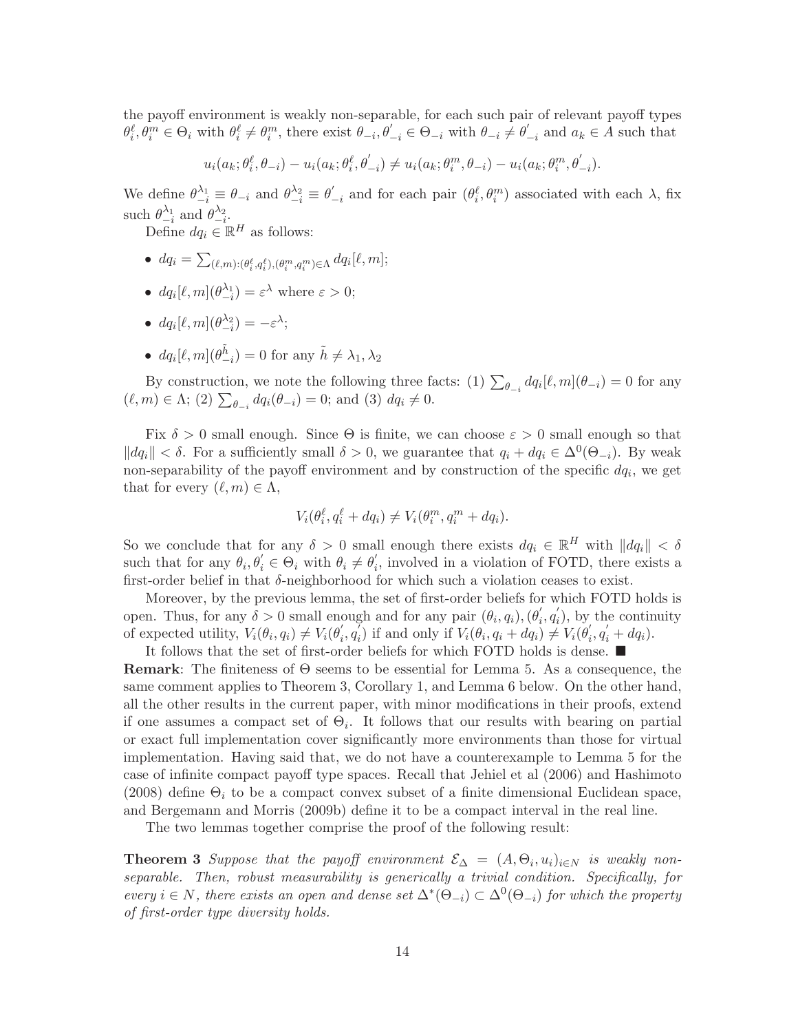the payoff environment is weakly non-separable, for each such pair of relevant payoff types $\theta_i^\ell, \theta_i^m \in \Theta_i$ with $\theta_i^\ell \neq \theta_i^m$, there exist $\theta_{-i}, \theta_{-i}^{'} \in \Theta_{-i}$ with $\theta_{-i} \neq \theta_{-i}^{'}$ and $a_k \in A$ such that

$$u_i(a_k; \theta_i^\ell, \theta_{-i}) - u_i(a_k; \theta_i^\ell, \theta_{-i}^{'}) \neq u_i(a_k; \theta_i^m, \theta_{-i}) - u_i(a_k; \theta_i^m, \theta_{-i}^{'}).$$

We define $\theta_{-i}^{\lambda_1} \equiv \theta_{-i}$ and $\theta_{-i}^{\lambda_2} \equiv \theta_{-i}^{'}$ and for each pair $(\theta_i^\ell, \theta_i^m)$ associated with each $\lambda$, fix such $\theta_{-i}^{\lambda_1}$ and $\theta_{-i}^{\lambda_2}$.

Define $dq_i \in \mathbb{R}^H$ as follows:

- $dq_i = \sum_{(\ell,m):(\theta_i^\ell, q_i^\ell),(\theta_i^m, q_i^m)\in\Lambda} dq_i[\ell, m]$;
- $dq_i[\ell, m](\theta_{-i}^{\lambda_1}) = \varepsilon^\lambda$ where $\varepsilon > 0$;
- $dq_i[\ell, m](\theta_{-i}^{\lambda_2}) = -\varepsilon^\lambda$;
- $dq_i[\ell, m](\theta_{-i}^{\tilde{h}}) = 0$ for any $\tilde{h} \neq \lambda_1, \lambda_2$

By construction, we note the following three facts: (1) $\sum_{\theta_{-i}} dq_i[\ell, m](\theta_{-i}) = 0$ for any $(\ell, m) \in \Lambda$; (2) $\sum_{\theta_{-i}} dq_i(\theta_{-i}) = 0$; and (3) $dq_i \neq 0$.

Fix $\delta > 0$ small enough. Since $\Theta$ is finite, we can choose $\varepsilon > 0$ small enough so that $\|dq_i\| < \delta$. For a sufficiently small $\delta > 0$, we guarantee that $q_i + dq_i \in \Delta^0(\Theta_{-i})$. By weak non-separability of the payoff environment and by construction of the specific $dq_i$, we get that for every $(\ell, m) \in \Lambda$,

$$V_i(\theta_i^\ell, q_i^\ell + dq_i) \neq V_i(\theta_i^m, q_i^m + dq_i).$$

So we conclude that for any $\delta > 0$ small enough there exists $dq_i \in \mathbb{R}^H$ with $\|dq_i\| < \delta$ such that for any $\theta_i, \theta_i^{'} \in \Theta_i$ with $\theta_i \neq \theta_i^{'}$, involved in a violation of FOTD, there exists a first-order belief in that $\delta$-neighborhood for which such a violation ceases to exist.

Moreover, by the previous lemma, the set of first-order beliefs for which FOTD holds is open. Thus, for any $\delta > 0$ small enough and for any pair $(\theta_i, q_i), (\theta_i^{'}, q_i^{'})$, by the continuity of expected utility, $V_i(\theta_i, q_i) \neq V_i(\theta_i^{'}, q_i^{'})$ if and only if $V_i(\theta_i, q_i + dq_i) \neq V_i(\theta_i^{'}, q_i^{'} + dq_i)$.

It follows that the set of first-order beliefs for which FOTD holds is dense. ■

**Remark**: The finiteness of $\Theta$ seems to be essential for Lemma 5. As a consequence, the same comment applies to Theorem 3, Corollary 1, and Lemma 6 below. On the other hand, all the other results in the current paper, with minor modifications in their proofs, extend if one assumes a compact set of $\Theta_i$. It follows that our results with bearing on partial or exact full implementation cover significantly more environments than those for virtual implementation. Having said that, we do not have a counterexample to Lemma 5 for the case of infinite compact payoff type spaces. Recall that Jehiel et al (2006) and Hashimoto (2008) define $\Theta_i$ to be a compact convex subset of a finite dimensional Euclidean space, and Bergemann and Morris (2009b) define it to be a compact interval in the real line.

The two lemmas together comprise the proof of the following result:

**Theorem 3** *Suppose that the payoff environment $\mathcal{E}_\Delta = (A, \Theta_i, u_i)_{i\in N}$ is weakly non-separable. Then, robust measurability is generically a trivial condition. Specifically, for every $i \in N$, there exists an open and dense set $\Delta^*(\Theta_{-i}) \subset \Delta^0(\Theta_{-i})$ for which the property of first-order type diversity holds.*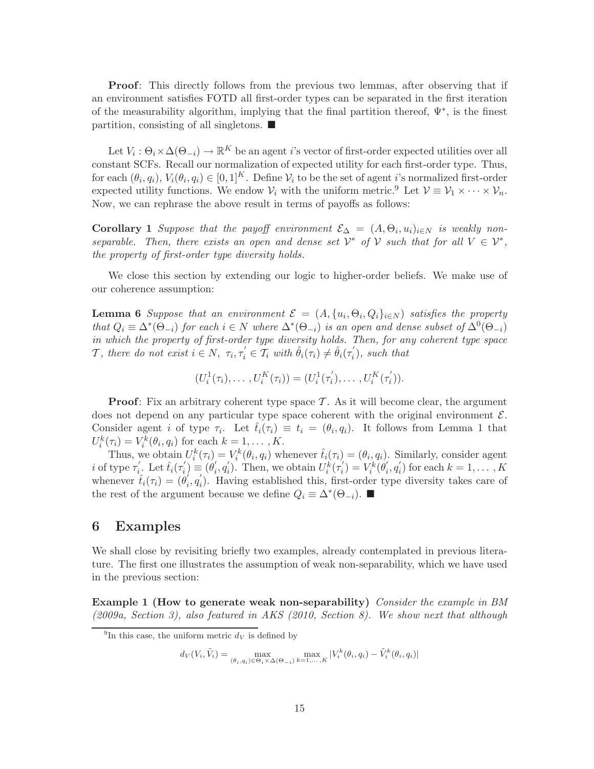**Proof**: This directly follows from the previous two lemmas, after observing that if an environment satisfies FOTD all first-order types can be separated in the first iteration of the measurability algorithm, implying that the final partition thereof, $\Psi^*$, is the finest partition, consisting of all singletons. ■

Let $V_i : \Theta_i \times \Delta(\Theta_{-i}) \to \mathbb{R}^K$ be an agent $i$'s vector of first-order expected utilities over all constant SCFs. Recall our normalization of expected utility for each first-order type. Thus, for each $(\theta_i, q_i)$, $V_i(\theta_i, q_i) \in [0,1]^K$. Define $\mathcal{V}_i$ to be the set of agent $i$'s normalized first-order expected utility functions. We endow $\mathcal{V}_i$ with the uniform metric.[9] Let $\mathcal{V} \equiv \mathcal{V}_1 \times \cdots \times \mathcal{V}_n$. Now, we can rephrase the above result in terms of payoffs as follows:

**Corollary 1** *Suppose that the payoff environment $\mathcal{E}_\Delta = (A, \Theta_i, u_i)_{i \in N}$ is weakly non-separable. Then, there exists an open and dense set $\mathcal{V}^*$ of $\mathcal{V}$ such that for all $V \in \mathcal{V}^*$, the property of first-order type diversity holds.*

We close this section by extending our logic to higher-order beliefs. We make use of our coherence assumption:

**Lemma 6** *Suppose that an environment $\mathcal{E} = (A, \{u_i, \Theta_i, Q_i\}_{i \in N})$ satisfies the property that $Q_i \equiv \Delta^*(\Theta_{-i})$ for each $i \in N$ where $\Delta^*(\Theta_{-i})$ is an open and dense subset of $\Delta^0(\Theta_{-i})$ in which the property of first-order type diversity holds. Then, for any coherent type space $\mathcal{T}$, there do not exist $i \in N$, $\tau_i, \tau_i' \in \mathcal{T}_i$ with $\hat{\theta}_i(\tau_i) \neq \hat{\theta}_i(\tau_i')$, such that*

$$(U_i^1(\tau_i), \ldots, U_i^K(\tau_i)) = (U_i^1(\tau_i'), \ldots, U_i^K(\tau_i')).$$

**Proof**: Fix an arbitrary coherent type space $\mathcal{T}$. As it will become clear, the argument does not depend on any particular type space coherent with the original environment $\mathcal{E}$. Consider agent $i$ of type $\tau_i$. Let $\hat{t}_i(\tau_i) \equiv t_i = (\theta_i, q_i)$. It follows from Lemma 1 that $U_i^k(\tau_i) = V_i^k(\theta_i, q_i)$ for each $k = 1, \ldots, K$.

Thus, we obtain $U_i^k(\tau_i) = V_i^k(\theta_i, q_i)$ whenever $\hat{t}_i(\tau_i) = (\theta_i, q_i)$. Similarly, consider agent $i$ of type $\tau_i'$. Let $\hat{t}_i(\tau_i') \equiv (\theta_i', q_i')$. Then, we obtain $U_i^k(\tau_i') = V_i^k(\theta_i', q_i')$ for each $k = 1, \ldots, K$ whenever $\hat{t}_i(\tau_i) = (\theta_i', q_i')$. Having established this, first-order type diversity takes care of the rest of the argument because we define $Q_i \equiv \Delta^*(\Theta_{-i})$. ■

## 6 Examples

We shall close by revisiting briefly two examples, already contemplated in previous literature. The first one illustrates the assumption of weak non-separability, which we have used in the previous section:

**Example 1 (How to generate weak non-separability)** *Consider the example in BM (2009a, Section 3), also featured in AKS (2010, Section 8). We show next that although*

---

[9] In this case, the uniform metric $d_V$ is defined by

$$d_V(V_i, \tilde{V}_i) = \max_{(\theta_i, q_i) \in \Theta_i \times \Delta(\Theta_{-i})} \max_{k=1,\ldots,K} |V_i^k(\theta_i, q_i) - \tilde{V}_i^k(\theta_i, q_i)|$$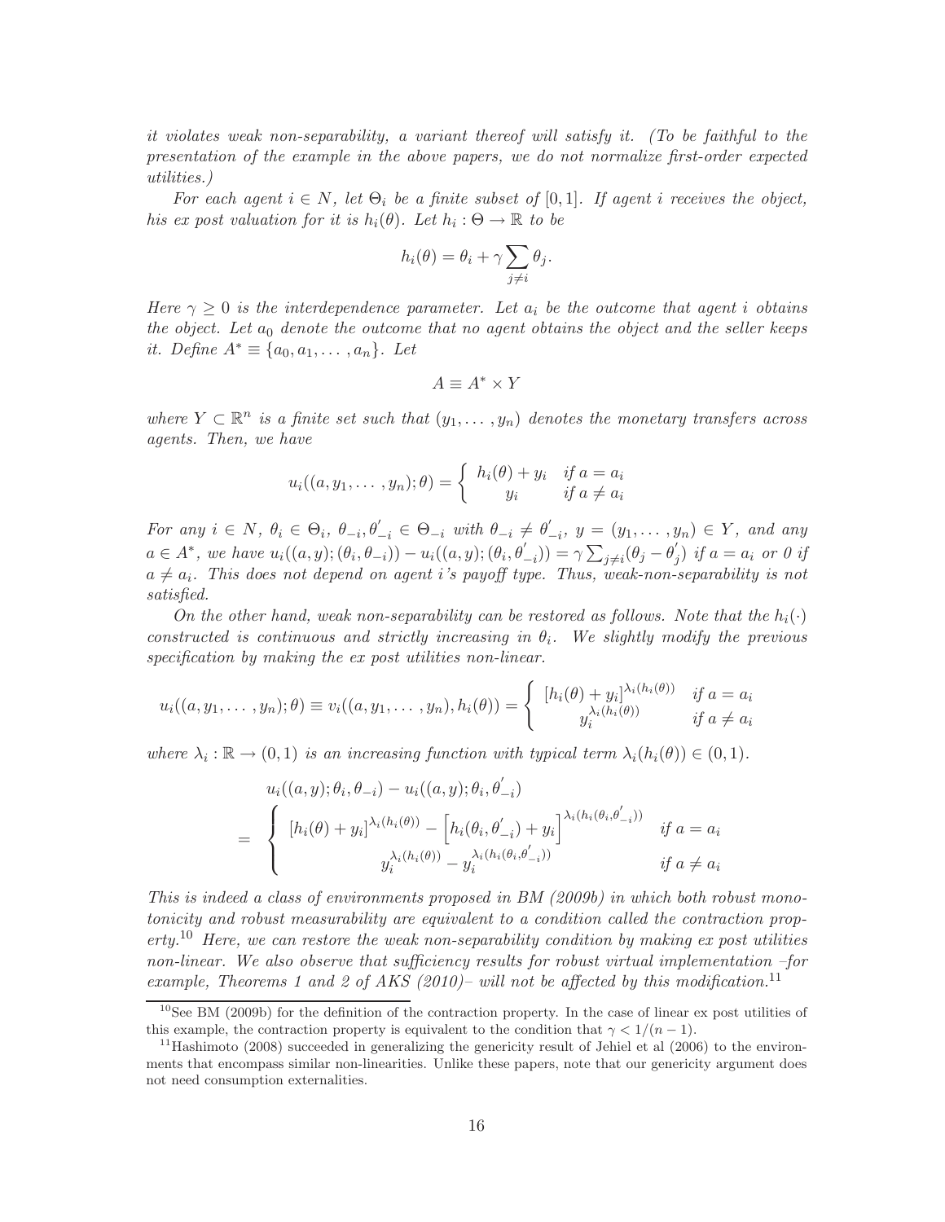*it violates weak non-separability, a variant thereof will satisfy it. (To be faithful to the presentation of the example in the above papers, we do not normalize first-order expected utilities.)*

*For each agent $i \in N$, let $\Theta_i$ be a finite subset of $[0,1]$. If agent $i$ receives the object, his ex post valuation for it is $h_i(\theta)$. Let $h_i : \Theta \to \mathbb{R}$ to be*

$$h_i(\theta) = \theta_i + \gamma \sum_{j \neq i} \theta_j.$$

*Here $\gamma \geq 0$ is the interdependence parameter. Let $a_i$ be the outcome that agent $i$ obtains the object. Let $a_0$ denote the outcome that no agent obtains the object and the seller keeps it. Define $A^* \equiv \{a_0, a_1, \ldots, a_n\}$. Let*

$$A \equiv A^* \times Y$$

*where $Y \subset \mathbb{R}^n$ is a finite set such that $(y_1, \ldots, y_n)$ denotes the monetary transfers across agents. Then, we have*

$$u_i((a, y_1, \ldots, y_n); \theta) = \begin{cases} h_i(\theta) + y_i & \text{if } a = a_i \\ y_i & \text{if } a \neq a_i \end{cases}$$

*For any $i \in N$, $\theta_i \in \Theta_i$, $\theta_{-i}, \theta'_{-i} \in \Theta_{-i}$ with $\theta_{-i} \neq \theta'_{-i}$, $y = (y_1, \ldots, y_n) \in Y$, and any $a \in A^*$, we have $u_i((a,y);(\theta_i, \theta_{-i})) - u_i((a,y);(\theta_i, \theta'_{-i})) = \gamma \sum_{j \neq i} (\theta_j - \theta'_j)$ if $a = a_i$ or 0 if $a \neq a_i$. This does not depend on agent i's payoff type. Thus, weak-non-separability is not satisfied.*

*On the other hand, weak non-separability can be restored as follows. Note that the $h_i(\cdot)$ constructed is continuous and strictly increasing in $\theta_i$. We slightly modify the previous specification by making the ex post utilities non-linear.*

$$u_i((a, y_1, \ldots, y_n); \theta) \equiv v_i((a, y_1, \ldots, y_n), h_i(\theta)) = \begin{cases} [h_i(\theta) + y_i]^{\lambda_i(h_i(\theta))} & \text{if } a = a_i \\ y_i^{\lambda_i(h_i(\theta))} & \text{if } a \neq a_i \end{cases}$$

*where $\lambda_i : \mathbb{R} \to (0,1)$ is an increasing function with typical term $\lambda_i(h_i(\theta)) \in (0,1)$.*

$$\begin{aligned} & u_i((a,y);\theta_i, \theta_{-i}) - u_i((a,y);\theta_i, \theta'_{-i}) \\ = & \begin{cases} [h_i(\theta) + y_i]^{\lambda_i(h_i(\theta))} - \left[h_i(\theta_i, \theta'_{-i}) + y_i\right]^{\lambda_i(h_i(\theta_i, \theta'_{-i}))} & \text{if } a = a_i \\ y_i^{\lambda_i(h_i(\theta))} - y_i^{\lambda_i(h_i(\theta_i, \theta'_{-i}))} & \text{if } a \neq a_i \end{cases} \end{aligned}$$

*This is indeed a class of environments proposed in BM (2009b) in which both robust monotonicity and robust measurability are equivalent to a condition called the contraction property.*[10] *Here, we can restore the weak non-separability condition by making ex post utilities non-linear. We also observe that sufficiency results for robust virtual implementation –for example, Theorems 1 and 2 of AKS (2010)– will not be affected by this modification.*[11]

---

[10] See BM (2009b) for the definition of the contraction property. In the case of linear ex post utilities of this example, the contraction property is equivalent to the condition that $\gamma < 1/(n-1)$.

[11] Hashimoto (2008) succeeded in generalizing the genericity result of Jehiel et al (2006) to the environments that encompass similar non-linearities. Unlike these papers, note that our genericity argument does not need consumption externalities.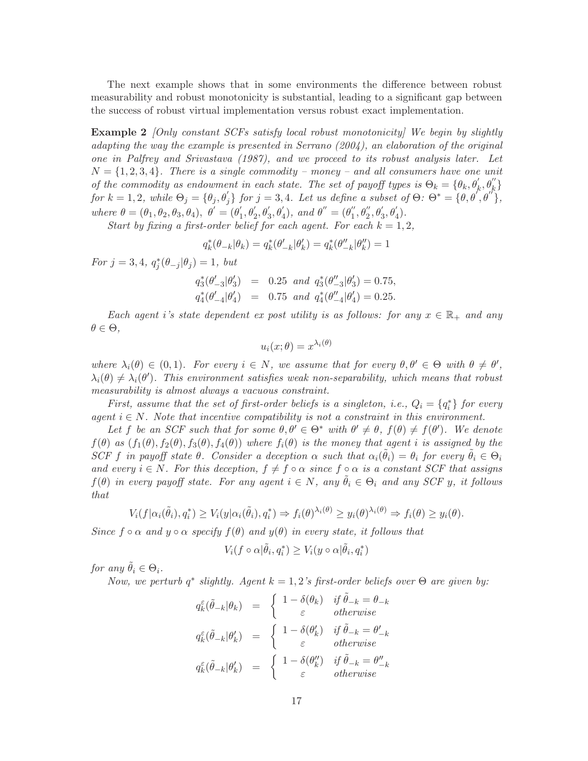The next example shows that in some environments the difference between robust measurability and robust monotonicity is substantial, leading to a significant gap between the success of robust virtual implementation versus robust exact implementation.

**Example 2** *[Only constant SCFs satisfy local robust monotonicity] We begin by slightly adapting the way the example is presented in Serrano (2004), an elaboration of the original one in Palfrey and Srivastava (1987), and we proceed to its robust analysis later. Let $N = \{1, 2, 3, 4\}$. There is a single commodity – money – and all consumers have one unit of the commodity as endowment in each state. The set of payoff types is $\Theta_k = \{\theta_k, \theta_k^{'}, \theta_k^{''}\}$ for $k = 1, 2$, while $\Theta_j = \{\theta_j, \theta_j^{'}\}$ for $j = 3, 4$. Let us define a subset of $\Theta$: $\Theta^* = \{\theta, \theta^{'}, \theta^{''}\}$, where $\theta = (\theta_1, \theta_2, \theta_3, \theta_4)$, $\theta^{'} = (\theta_1^{'}, \theta_2^{'}, \theta_3^{'}, \theta_4^{'})$, and $\theta^{''} = (\theta_1^{''}, \theta_2^{''}, \theta_3^{'}, \theta_4^{'})$.*

*Start by fixing a first-order belief for each agent. For each $k = 1, 2$,*

$$q_k^*(\theta_{-k}|\theta_k) = q_k^*(\theta'_{-k}|\theta'_k) = q_k^*(\theta''_{-k}|\theta''_k) = 1$$

*For $j = 3, 4$, $q_j^*(\theta_{-j}|\theta_j) = 1$, but*

$$\begin{aligned} q_3^*(\theta'_{-3}|\theta'_3) &= 0.25 \ \textit{and} \ q_3^*(\theta''_{-3}|\theta'_3) = 0.75, \\ q_4^*(\theta'_{-4}|\theta'_4) &= 0.75 \ \textit{and} \ q_4^*(\theta''_{-4}|\theta'_4) = 0.25. \end{aligned}$$

*Each agent $i$'s state dependent ex post utility is as follows: for any $x \in \mathbb{R}_+$ and any $\theta \in \Theta$,*

$$u_i(x; \theta) = x^{\lambda_i(\theta)}$$

*where $\lambda_i(\theta) \in (0, 1)$. For every $i \in N$, we assume that for every $\theta, \theta' \in \Theta$ with $\theta \neq \theta'$, $\lambda_i(\theta) \neq \lambda_i(\theta')$. This environment satisfies weak non-separability, which means that robust measurability is almost always a vacuous constraint.*

*First, assume that the set of first-order beliefs is a singleton, i.e., $Q_i = \{q_i^*\}$ for every agent $i \in N$. Note that incentive compatibility is not a constraint in this environment.*

*Let $f$ be an SCF such that for some $\theta, \theta' \in \Theta^*$ with $\theta' \neq \theta$, $f(\theta) \neq f(\theta')$. We denote $f(\theta)$ as $(f_1(\theta), f_2(\theta), f_3(\theta), f_4(\theta))$ where $f_i(\theta)$ is the money that agent $i$ is assigned by the SCF $f$ in payoff state $\theta$. Consider a deception $\alpha$ such that $\alpha_i(\tilde{\theta}_i) = \theta_i$ for every $\tilde{\theta}_i \in \Theta_i$ and every $i \in N$. For this deception, $f \neq f \circ \alpha$ since $f \circ \alpha$ is a constant SCF that assigns $f(\theta)$ in every payoff state. For any agent $i \in N$, any $\tilde{\theta}_i \in \Theta_i$ and any SCF $y$, it follows that*

$$V_i(f|\alpha_i(\tilde{\theta}_i), q_i^*) \geq V_i(y|\alpha_i(\tilde{\theta}_i), q_i^*) \Rightarrow f_i(\theta)^{\lambda_i(\theta)} \geq y_i(\theta)^{\lambda_i(\theta)} \Rightarrow f_i(\theta) \geq y_i(\theta).$$

*Since $f \circ \alpha$ and $y \circ \alpha$ specify $f(\theta)$ and $y(\theta)$ in every state, it follows that*

$$V_i(f \circ \alpha|\tilde{\theta}_i, q_i^*) \geq V_i(y \circ \alpha|\tilde{\theta}_i, q_i^*)$$

*for any $\tilde{\theta}_i \in \Theta_i$.*

*Now, we perturb $q^*$ slightly. Agent $k = 1, 2$'s first-order beliefs over $\Theta$ are given by:*

$$q_k^{\varepsilon}(\tilde{\theta}_{-k}|\theta_k) = \begin{cases} 1 - \delta(\theta_k) & \textit{if } \tilde{\theta}_{-k} = \theta_{-k} \\ \varepsilon & \textit{otherwise} \end{cases}$$

$$q_k^{\varepsilon}(\tilde{\theta}_{-k}|\theta'_k) = \begin{cases} 1 - \delta(\theta'_k) & \textit{if } \tilde{\theta}_{-k} = \theta'_{-k} \\ \varepsilon & \textit{otherwise} \end{cases}$$

$$q_k^{\varepsilon}(\tilde{\theta}_{-k}|\theta'_k) = \begin{cases} 1 - \delta(\theta''_k) & \textit{if } \tilde{\theta}_{-k} = \theta''_{-k} \\ \varepsilon & \textit{otherwise} \end{cases}$$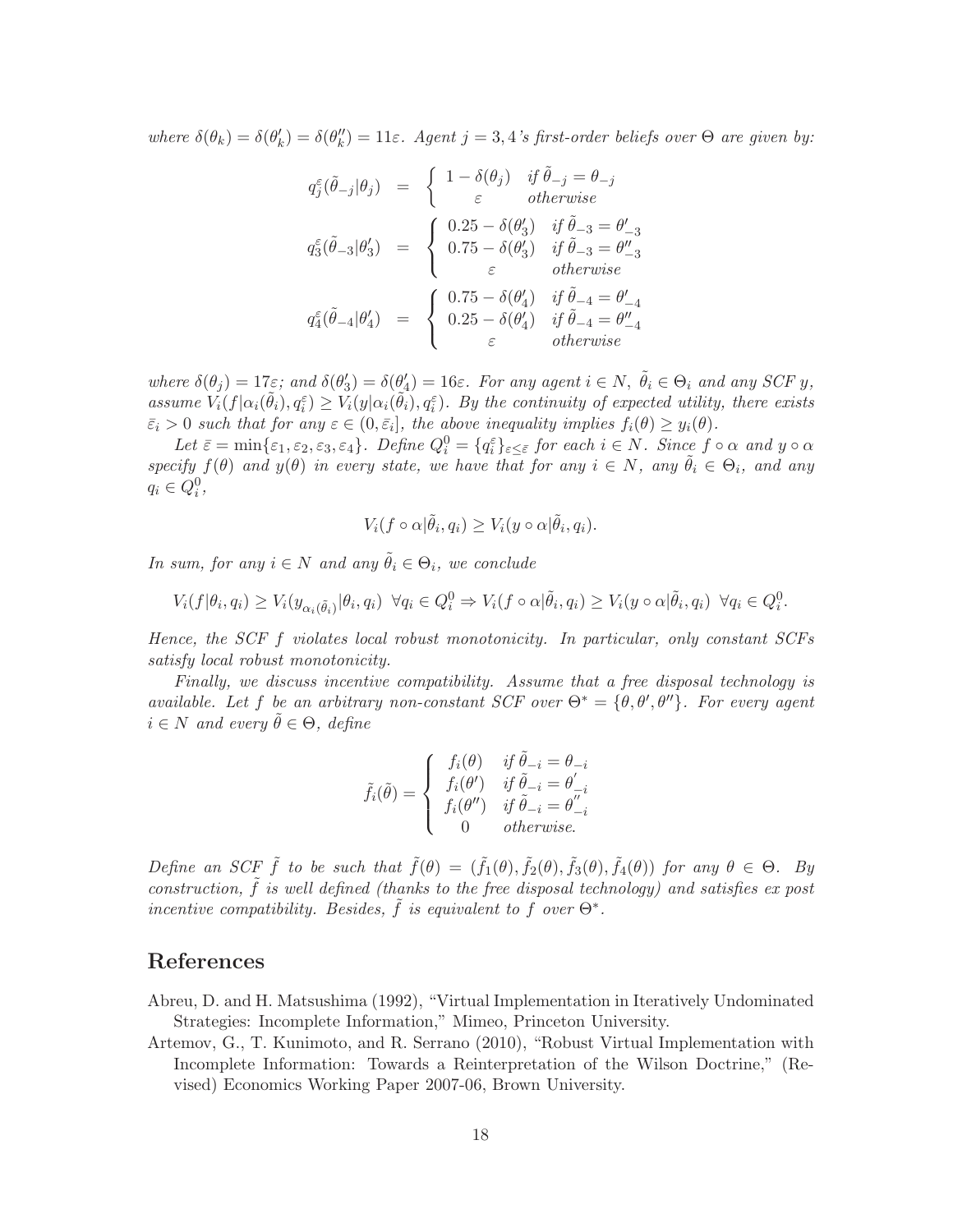*where* $\delta(\theta_k) = \delta(\theta'_k) = \delta(\theta''_k) = 11\varepsilon$. *Agent* $j = 3, 4$*'s first-order beliefs over* $\Theta$ *are given by:*

$$
q_j^{\varepsilon}(\tilde{\theta}_{-j}|\theta_j) = \begin{cases} 1 - \delta(\theta_j) & \text{if } \tilde{\theta}_{-j} = \theta_{-j} \\ \varepsilon & \text{otherwise} \end{cases}
$$

$$
q_3^{\varepsilon}(\tilde{\theta}_{-3}|\theta'_3) = \begin{cases} 0.25 - \delta(\theta'_3) & \text{if } \tilde{\theta}_{-3} = \theta'_{-3} \\ 0.75 - \delta(\theta'_3) & \text{if } \tilde{\theta}_{-3} = \theta''_{-3} \\ \varepsilon & \text{otherwise} \end{cases}
$$

$$
q_4^{\varepsilon}(\tilde{\theta}_{-4}|\theta'_4) = \begin{cases} 0.75 - \delta(\theta'_4) & \text{if } \tilde{\theta}_{-4} = \theta'_{-4} \\ 0.25 - \delta(\theta'_4) & \text{if } \tilde{\theta}_{-4} = \theta''_{-4} \\ \varepsilon & \text{otherwise} \end{cases}
$$

*where* $\delta(\theta_j) = 17\varepsilon$*; and* $\delta(\theta'_3) = \delta(\theta'_4) = 16\varepsilon$. *For any agent* $i \in N$, $\tilde{\theta}_i \in \Theta_i$ *and any SCF* $y$, *assume* $V_i(f|\alpha_i(\tilde{\theta}_i), q_i^{\varepsilon}) \geq V_i(y|\alpha_i(\tilde{\theta}_i), q_i^{\varepsilon})$. *By the continuity of expected utility, there exists* $\bar{\varepsilon}_i > 0$ *such that for any* $\varepsilon \in (0, \bar{\varepsilon}_i]$, *the above inequality implies* $f_i(\theta) \geq y_i(\theta)$.

*Let* $\bar{\varepsilon} = \min\{\varepsilon_1, \varepsilon_2, \varepsilon_3, \varepsilon_4\}$. *Define* $Q_i^0 = \{q_i^{\varepsilon}\}_{\varepsilon \leq \bar{\varepsilon}}$ *for each* $i \in N$. *Since* $f \circ \alpha$ *and* $y \circ \alpha$ *specify* $f(\theta)$ *and* $y(\theta)$ *in every state, we have that for any* $i \in N$, *any* $\tilde{\theta}_i \in \Theta_i$, *and any* $q_i \in Q_i^0$,

$$
V_i(f \circ \alpha|\tilde{\theta}_i, q_i) \geq V_i(y \circ \alpha|\tilde{\theta}_i, q_i).
$$

*In sum, for any* $i \in N$ *and any* $\tilde{\theta}_i \in \Theta_i$, *we conclude*

$$
V_i(f|\theta_i, q_i) \geq V_i(y_{\alpha_i(\tilde{\theta}_i)}|\theta_i, q_i) \ \ \forall q_i \in Q_i^0 \Rightarrow V_i(f \circ \alpha|\tilde{\theta}_i, q_i) \geq V_i(y \circ \alpha|\tilde{\theta}_i, q_i) \ \ \forall q_i \in Q_i^0.
$$

*Hence, the SCF* $f$ *violates local robust monotonicity. In particular, only constant SCFs satisfy local robust monotonicity.*

*Finally, we discuss incentive compatibility. Assume that a free disposal technology is available. Let* $f$ *be an arbitrary non-constant SCF over* $\Theta^* = \{\theta, \theta', \theta''\}$. *For every agent* $i \in N$ *and every* $\tilde{\theta} \in \Theta$, *define*

$$
\tilde{f}_i(\tilde{\theta}) = \begin{cases} f_i(\theta) & \text{if } \tilde{\theta}_{-i} = \theta_{-i} \\ f_i(\theta') & \text{if } \tilde{\theta}_{-i} = \theta'_{-i} \\ f_i(\theta'') & \text{if } \tilde{\theta}_{-i} = \theta''_{-i} \\ 0 & \text{otherwise.} \end{cases}
$$

*Define an SCF* $\tilde{f}$ *to be such that* $\tilde{f}(\theta) = (\tilde{f}_1(\theta), \tilde{f}_2(\theta), \tilde{f}_3(\theta), \tilde{f}_4(\theta))$ *for any* $\theta \in \Theta$. *By construction,* $\tilde{f}$ *is well defined (thanks to the free disposal technology) and satisfies ex post incentive compatibility. Besides,* $\tilde{f}$ *is equivalent to* $f$ *over* $\Theta^*$.

## References

Abreu, D. and H. Matsushima (1992), "Virtual Implementation in Iteratively Undominated Strategies: Incomplete Information," Mimeo, Princeton University.

Artemov, G., T. Kunimoto, and R. Serrano (2010), "Robust Virtual Implementation with Incomplete Information: Towards a Reinterpretation of the Wilson Doctrine," (Revised) Economics Working Paper 2007-06, Brown University.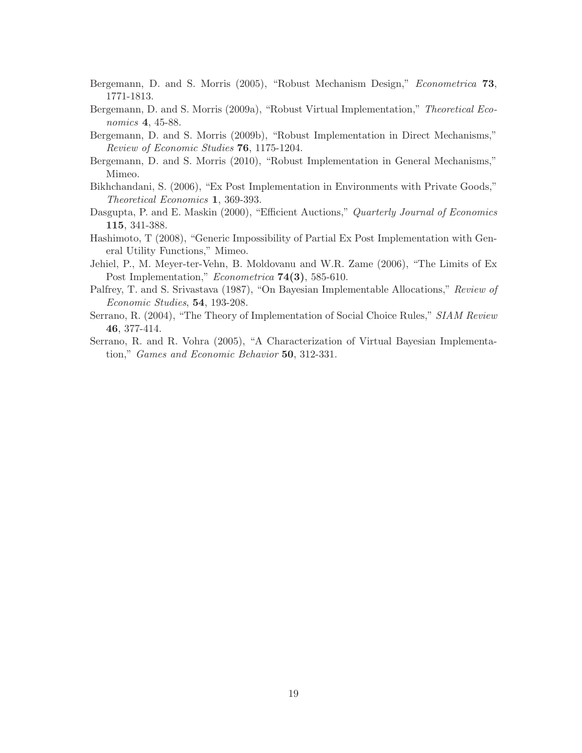Bergemann, D. and S. Morris (2005), "Robust Mechanism Design," *Econometrica* **73**, 1771-1813.

Bergemann, D. and S. Morris (2009a), "Robust Virtual Implementation," *Theoretical Economics* **4**, 45-88.

Bergemann, D. and S. Morris (2009b), "Robust Implementation in Direct Mechanisms," *Review of Economic Studies* **76**, 1175-1204.

Bergemann, D. and S. Morris (2010), "Robust Implementation in General Mechanisms," Mimeo.

Bikhchandani, S. (2006), "Ex Post Implementation in Environments with Private Goods," *Theoretical Economics* **1**, 369-393.

Dasgupta, P. and E. Maskin (2000), "Efficient Auctions," *Quarterly Journal of Economics* **115**, 341-388.

Hashimoto, T (2008), "Generic Impossibility of Partial Ex Post Implementation with General Utility Functions," Mimeo.

Jehiel, P., M. Meyer-ter-Vehn, B. Moldovanu and W.R. Zame (2006), "The Limits of Ex Post Implementation," *Econometrica* **74(3)**, 585-610.

Palfrey, T. and S. Srivastava (1987), "On Bayesian Implementable Allocations," *Review of Economic Studies*, **54**, 193-208.

Serrano, R. (2004), "The Theory of Implementation of Social Choice Rules," *SIAM Review* **46**, 377-414.

Serrano, R. and R. Vohra (2005), "A Characterization of Virtual Bayesian Implementation," *Games and Economic Behavior* **50**, 312-331.